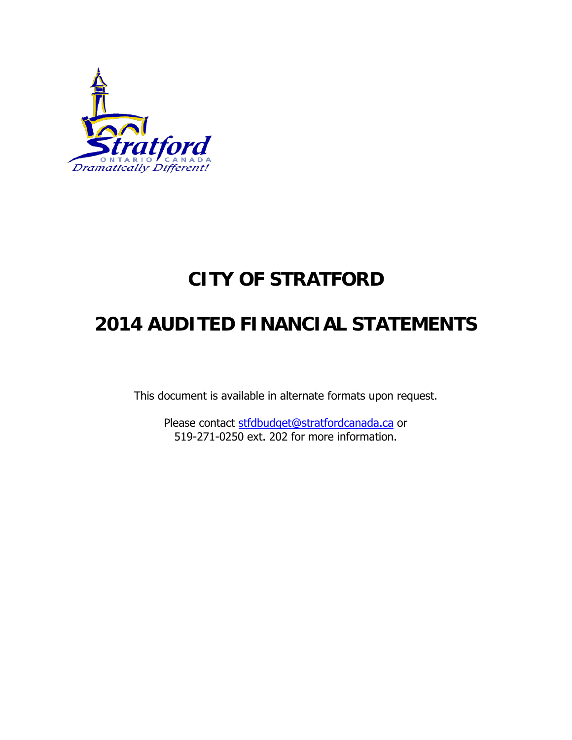# CITY OF STRATFORD

# 2014 AUDITED FINANCIAL STATEMENTS

This document is available in alternate formats upon request.

Please contact stfdbudget@stratfordcanada.ca or
519-271-0250 ext. 202 for more information.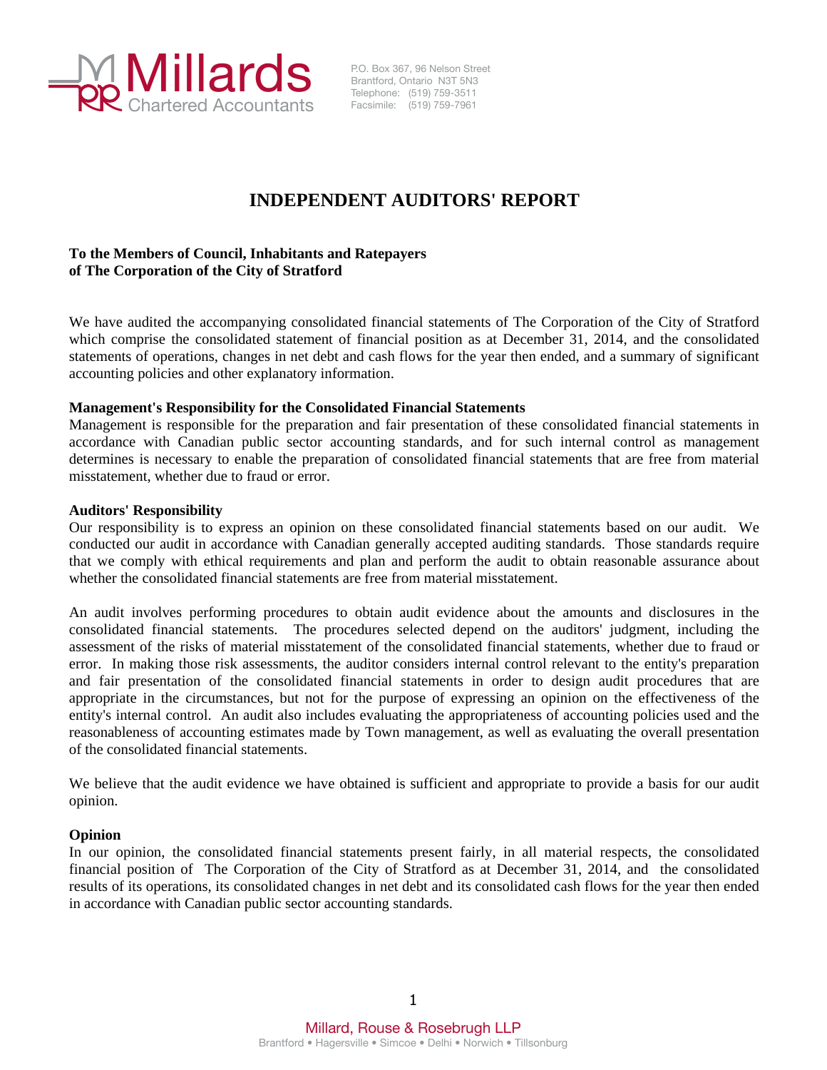Millards Chartered Accountants

P.O. Box 367, 96 Nelson Street
Brantford, Ontario N3T 5N3
Telephone: (519) 759-3511
Facsimile: (519) 759-7961

# INDEPENDENT AUDITORS' REPORT

**To the Members of Council, Inhabitants and Ratepayers of The Corporation of the City of Stratford**

We have audited the accompanying consolidated financial statements of The Corporation of the City of Stratford which comprise the consolidated statement of financial position as at December 31, 2014, and the consolidated statements of operations, changes in net debt and cash flows for the year then ended, and a summary of significant accounting policies and other explanatory information.

**Management's Responsibility for the Consolidated Financial Statements**

Management is responsible for the preparation and fair presentation of these consolidated financial statements in accordance with Canadian public sector accounting standards, and for such internal control as management determines is necessary to enable the preparation of consolidated financial statements that are free from material misstatement, whether due to fraud or error.

**Auditors' Responsibility**

Our responsibility is to express an opinion on these consolidated financial statements based on our audit. We conducted our audit in accordance with Canadian generally accepted auditing standards. Those standards require that we comply with ethical requirements and plan and perform the audit to obtain reasonable assurance about whether the consolidated financial statements are free from material misstatement.

An audit involves performing procedures to obtain audit evidence about the amounts and disclosures in the consolidated financial statements. The procedures selected depend on the auditors' judgment, including the assessment of the risks of material misstatement of the consolidated financial statements, whether due to fraud or error. In making those risk assessments, the auditor considers internal control relevant to the entity's preparation and fair presentation of the consolidated financial statements in order to design audit procedures that are appropriate in the circumstances, but not for the purpose of expressing an opinion on the effectiveness of the entity's internal control. An audit also includes evaluating the appropriateness of accounting policies used and the reasonableness of accounting estimates made by Town management, as well as evaluating the overall presentation of the consolidated financial statements.

We believe that the audit evidence we have obtained is sufficient and appropriate to provide a basis for our audit opinion.

**Opinion**

In our opinion, the consolidated financial statements present fairly, in all material respects, the consolidated financial position of The Corporation of the City of Stratford as at December 31, 2014, and the consolidated results of its operations, its consolidated changes in net debt and its consolidated cash flows for the year then ended in accordance with Canadian public sector accounting standards.

Millard, Rouse & Rosebrugh LLP
Brantford • Hagersville • Simcoe • Delhi • Norwich • Tillsonburg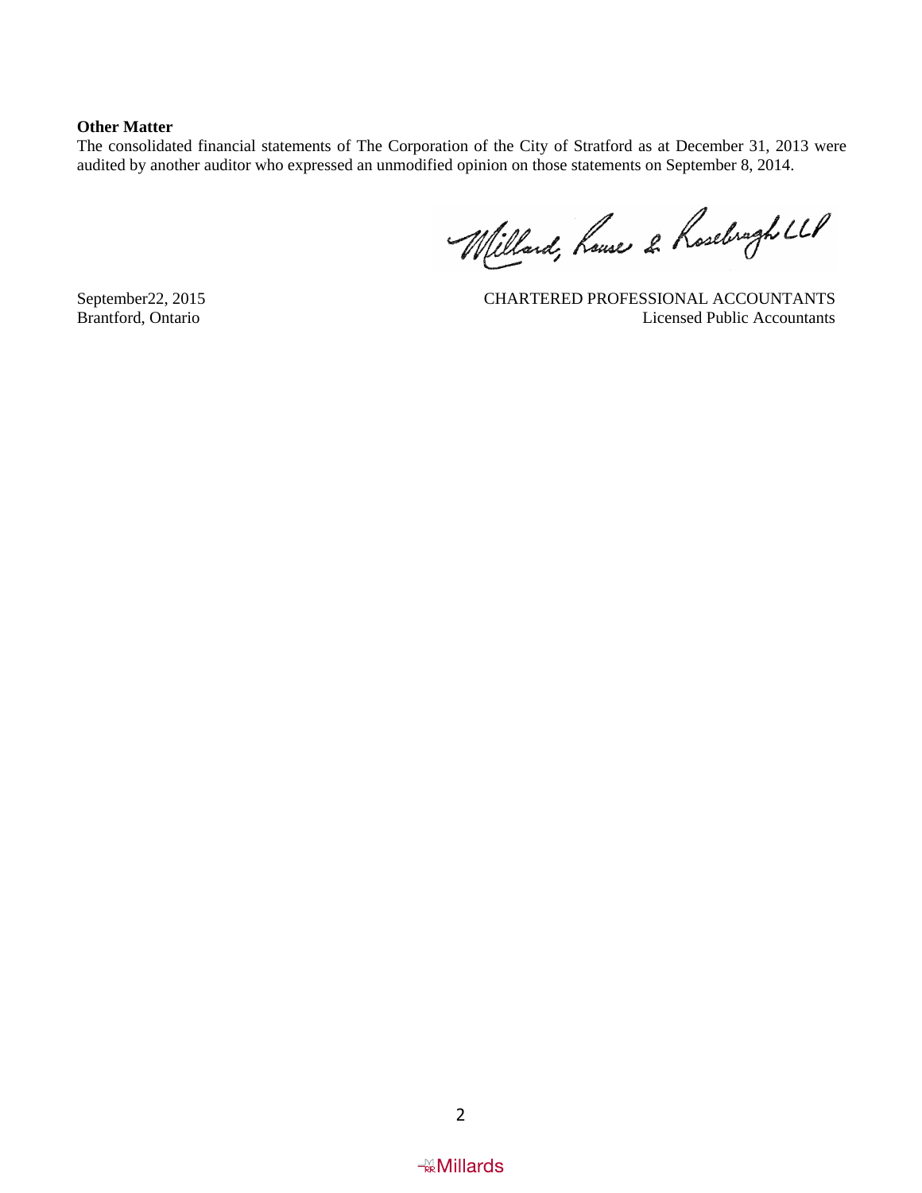**Other Matter**

The consolidated financial statements of The Corporation of the City of Stratford as at December 31, 2013 were audited by another auditor who expressed an unmodified opinion on those statements on September 8, 2014.

Millard, Rouse & Rosebrugh LLP

September22, 2015
Brantford, Ontario

CHARTERED PROFESSIONAL ACCOUNTANTS
Licensed Public Accountants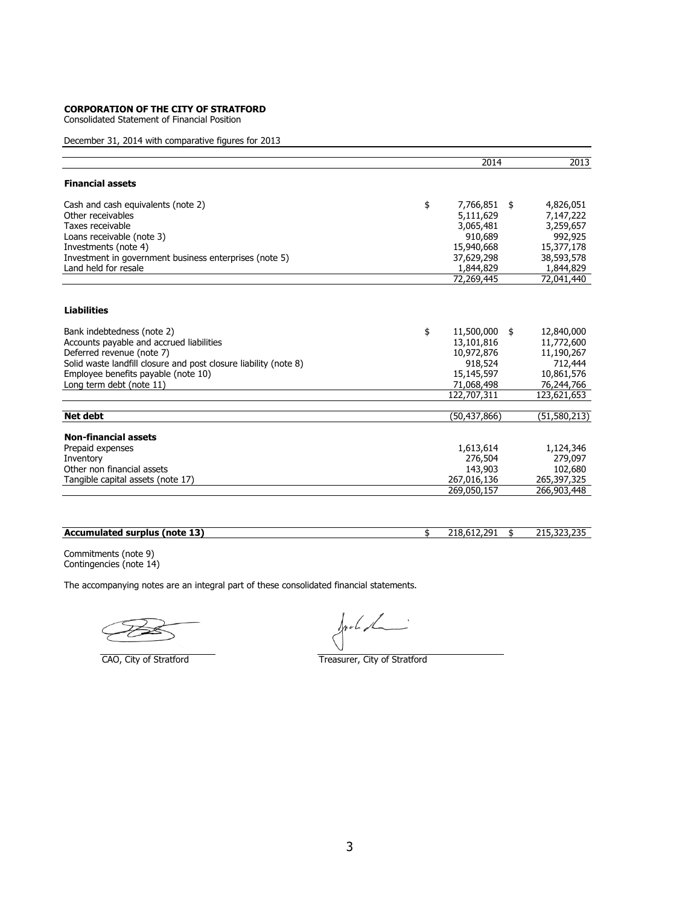**CORPORATION OF THE CITY OF STRATFORD**
Consolidated Statement of Financial Position

December 31, 2014 with comparative figures for 2013

| | 2014 | 2013 |
|---|---|---|
| **Financial assets** | | |
| Cash and cash equivalents (note 2) | $ 7,766,851 | $ 4,826,051 |
| Other receivables | 5,111,629 | 7,147,222 |
| Taxes receivable | 3,065,481 | 3,259,657 |
| Loans receivable (note 3) | 910,689 | 992,925 |
| Investments (note 4) | 15,940,668 | 15,377,178 |
| Investment in government business enterprises (note 5) | 37,629,298 | 38,593,578 |
| Land held for resale | 1,844,829 | 1,844,829 |
| | 72,269,445 | 72,041,440 |
| **Liabilities** | | |
| Bank indebtedness (note 2) | $ 11,500,000 | $ 12,840,000 |
| Accounts payable and accrued liabilities | 13,101,816 | 11,772,600 |
| Deferred revenue (note 7) | 10,972,876 | 11,190,267 |
| Solid waste landfill closure and post closure liability (note 8) | 918,524 | 712,444 |
| Employee benefits payable (note 10) | 15,145,597 | 10,861,576 |
| Long term debt (note 11) | 71,068,498 | 76,244,766 |
| | 122,707,311 | 123,621,653 |
| **Net debt** | (50,437,866) | (51,580,213) |
| **Non-financial assets** | | |
| Prepaid expenses | 1,613,614 | 1,124,346 |
| Inventory | 276,504 | 279,097 |
| Other non financial assets | 143,903 | 102,680 |
| Tangible capital assets (note 17) | 267,016,136 | 265,397,325 |
| | 269,050,157 | 266,903,448 |
| **Accumulated surplus (note 13)** | $ 218,612,291 | $ 215,323,235 |

Commitments (note 9)
Contingencies (note 14)

The accompanying notes are an integral part of these consolidated financial statements.

CAO, City of Stratford

Treasurer, City of Stratford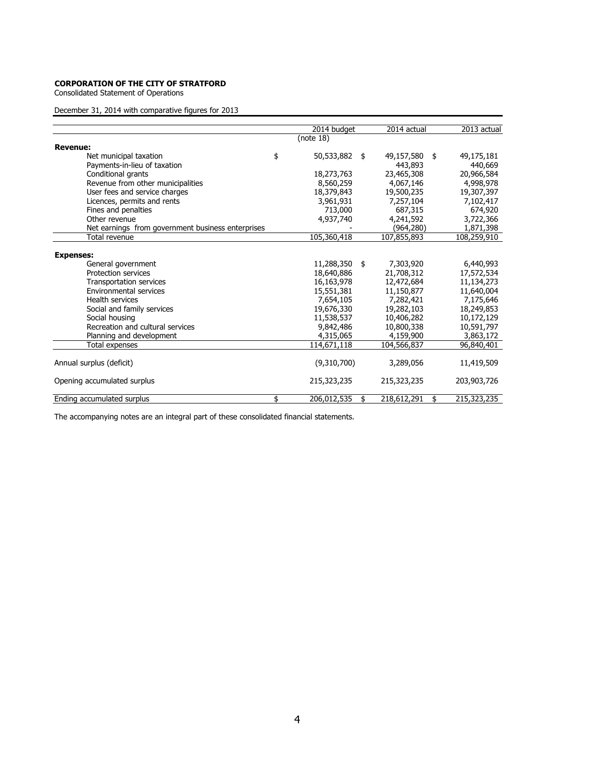**CORPORATION OF THE CITY OF STRATFORD**

Consolidated Statement of Operations

December 31, 2014 with comparative figures for 2013

| | 2014 budget (note 18) | 2014 actual | 2013 actual |
|---|---|---|---|
| **Revenue:** | | | |
| Net municipal taxation | $ 50,533,882 | $ 49,157,580 | $ 49,175,181 |
| Payments-in-lieu of taxation | | 443,893 | 440,669 |
| Conditional grants | 18,273,763 | 23,465,308 | 20,966,584 |
| Revenue from other municipalities | 8,560,259 | 4,067,146 | 4,998,978 |
| User fees and service charges | 18,379,843 | 19,500,235 | 19,307,397 |
| Licences, permits and rents | 3,961,931 | 7,257,104 | 7,102,417 |
| Fines and penalties | 713,000 | 687,315 | 674,920 |
| Other revenue | 4,937,740 | 4,241,592 | 3,722,366 |
| Net earnings from government business enterprises | - | (964,280) | 1,871,398 |
| Total revenue | 105,360,418 | 107,855,893 | 108,259,910 |
| **Expenses:** | | | |
| General government | 11,288,350 | $ 7,303,920 | 6,440,993 |
| Protection services | 18,640,886 | 21,708,312 | 17,572,534 |
| Transportation services | 16,163,978 | 12,472,684 | 11,134,273 |
| Environmental services | 15,551,381 | 11,150,877 | 11,640,004 |
| Health services | 7,654,105 | 7,282,421 | 7,175,646 |
| Social and family services | 19,676,330 | 19,282,103 | 18,249,853 |
| Social housing | 11,538,537 | 10,406,282 | 10,172,129 |
| Recreation and cultural services | 9,842,486 | 10,800,338 | 10,591,797 |
| Planning and development | 4,315,065 | 4,159,900 | 3,863,172 |
| Total expenses | 114,671,118 | 104,566,837 | 96,840,401 |
| Annual surplus (deficit) | (9,310,700) | 3,289,056 | 11,419,509 |
| Opening accumulated surplus | 215,323,235 | 215,323,235 | 203,903,726 |
| Ending accumulated surplus | $ 206,012,535 | $ 218,612,291 | $ 215,323,235 |

The accompanying notes are an integral part of these consolidated financial statements.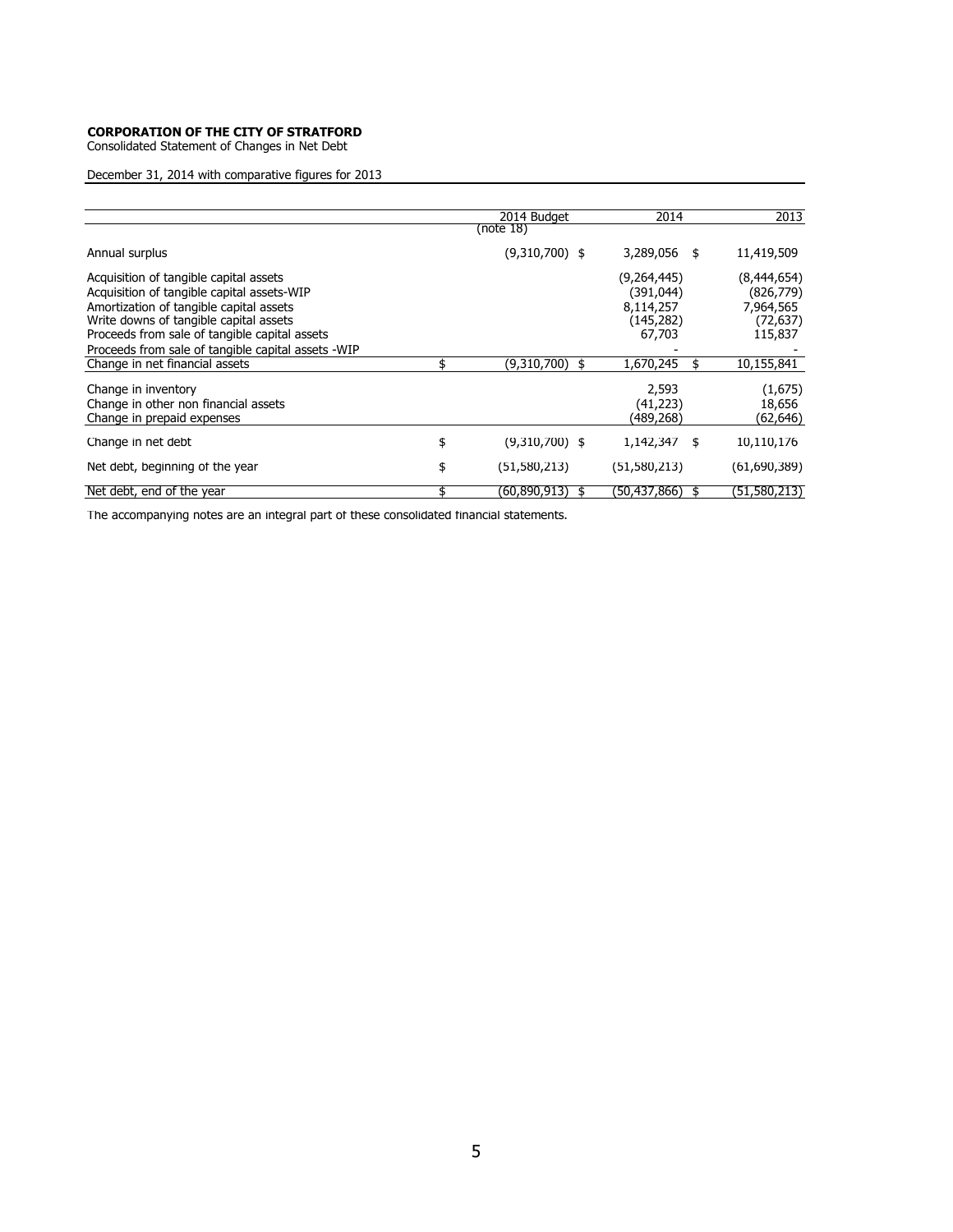**CORPORATION OF THE CITY OF STRATFORD**
Consolidated Statement of Changes in Net Debt

December 31, 2014 with comparative figures for 2013

| | 2014 Budget (note 18) | 2014 | 2013 |
|---|---|---|---|
| Annual surplus | (9,310,700) $ | 3,289,056 $ | 11,419,509 |
| Acquisition of tangible capital assets | | (9,264,445) | (8,444,654) |
| Acquisition of tangible capital assets-WIP | | (391,044) | (826,779) |
| Amortization of tangible capital assets | | 8,114,257 | 7,964,565 |
| Write downs of tangible capital assets | | (145,282) | (72,637) |
| Proceeds from sale of tangible capital assets | | 67,703 | 115,837 |
| Proceeds from sale of tangible capital assets -WIP | | - | - |
| Change in net financial assets | $ (9,310,700) $ | 1,670,245 $ | 10,155,841 |
| Change in inventory | | 2,593 | (1,675) |
| Change in other non financial assets | | (41,223) | 18,656 |
| Change in prepaid expenses | | (489,268) | (62,646) |
| Change in net debt | $ (9,310,700) $ | 1,142,347 $ | 10,110,176 |
| Net debt, beginning of the year | $ (51,580,213) | (51,580,213) | (61,690,389) |
| Net debt, end of the year | $ (60,890,913) $ | (50,437,866) $ | (51,580,213) |

The accompanying notes are an integral part of these consolidated financial statements.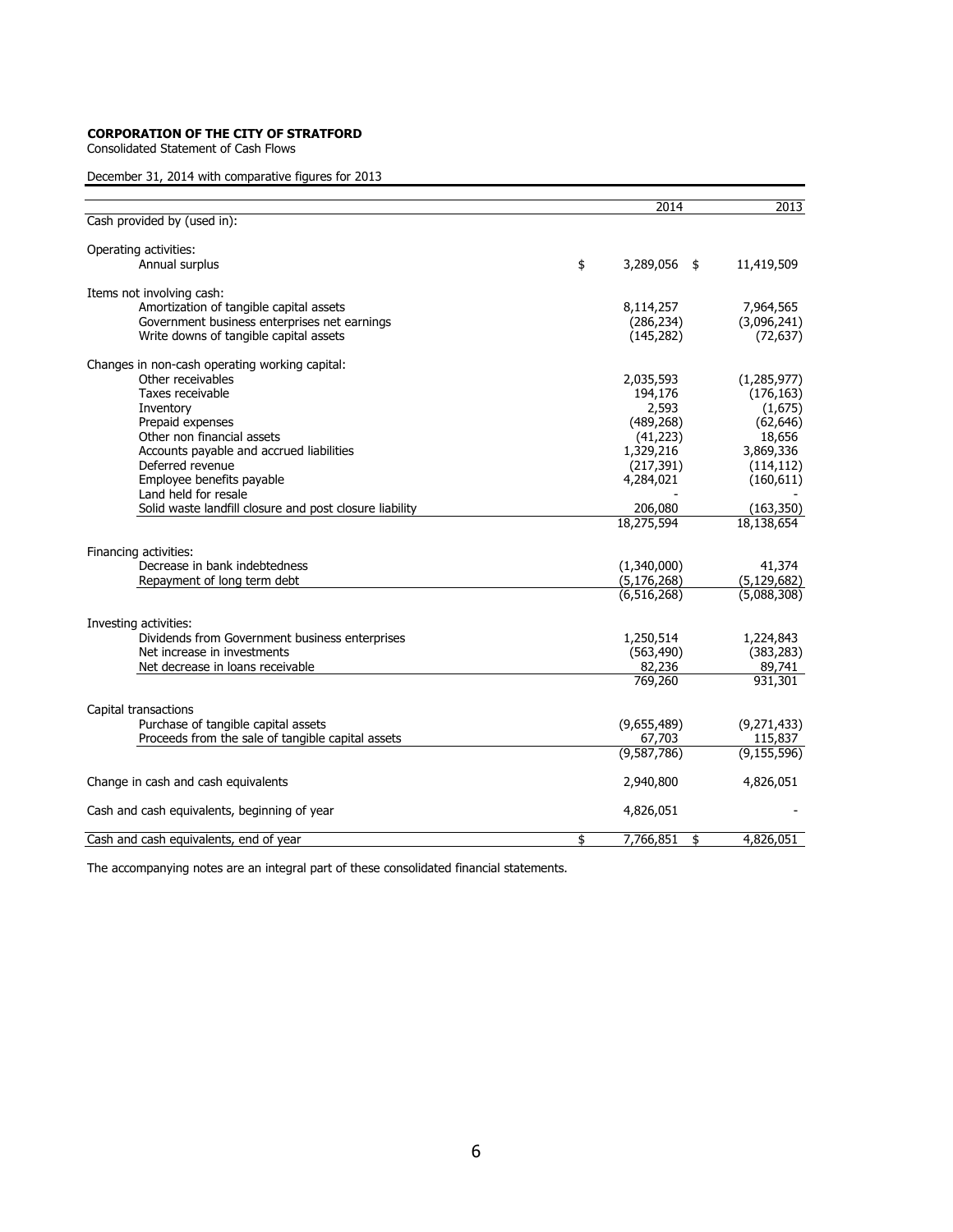**CORPORATION OF THE CITY OF STRATFORD**

Consolidated Statement of Cash Flows

December 31, 2014 with comparative figures for 2013

| | 2014 | 2013 |
|---|---|---|
| Cash provided by (used in): | | |
| Operating activities: | | |
| Annual surplus | $ 3,289,056 | $ 11,419,509 |
| Items not involving cash: | | |
| Amortization of tangible capital assets | 8,114,257 | 7,964,565 |
| Government business enterprises net earnings | (286,234) | (3,096,241) |
| Write downs of tangible capital assets | (145,282) | (72,637) |
| Changes in non-cash operating working capital: | | |
| Other receivables | 2,035,593 | (1,285,977) |
| Taxes receivable | 194,176 | (176,163) |
| Inventory | 2,593 | (1,675) |
| Prepaid expenses | (489,268) | (62,646) |
| Other non financial assets | (41,223) | 18,656 |
| Accounts payable and accrued liabilities | 1,329,216 | 3,869,336 |
| Deferred revenue | (217,391) | (114,112) |
| Employee benefits payable | 4,284,021 | (160,611) |
| Land held for resale | - | - |
| Solid waste landfill closure and post closure liability | 206,080 | (163,350) |
| | 18,275,594 | 18,138,654 |
| Financing activities: | | |
| Decrease in bank indebtedness | (1,340,000) | 41,374 |
| Repayment of long term debt | (5,176,268) | (5,129,682) |
| | (6,516,268) | (5,088,308) |
| Investing activities: | | |
| Dividends from Government business enterprises | 1,250,514 | 1,224,843 |
| Net increase in investments | (563,490) | (383,283) |
| Net decrease in loans receivable | 82,236 | 89,741 |
| | 769,260 | 931,301 |
| Capital transactions | | |
| Purchase of tangible capital assets | (9,655,489) | (9,271,433) |
| Proceeds from the sale of tangible capital assets | 67,703 | 115,837 |
| | (9,587,786) | (9,155,596) |
| Change in cash and cash equivalents | 2,940,800 | 4,826,051 |
| Cash and cash equivalents, beginning of year | 4,826,051 | - |
| Cash and cash equivalents, end of year | $ 7,766,851 | $ 4,826,051 |

The accompanying notes are an integral part of these consolidated financial statements.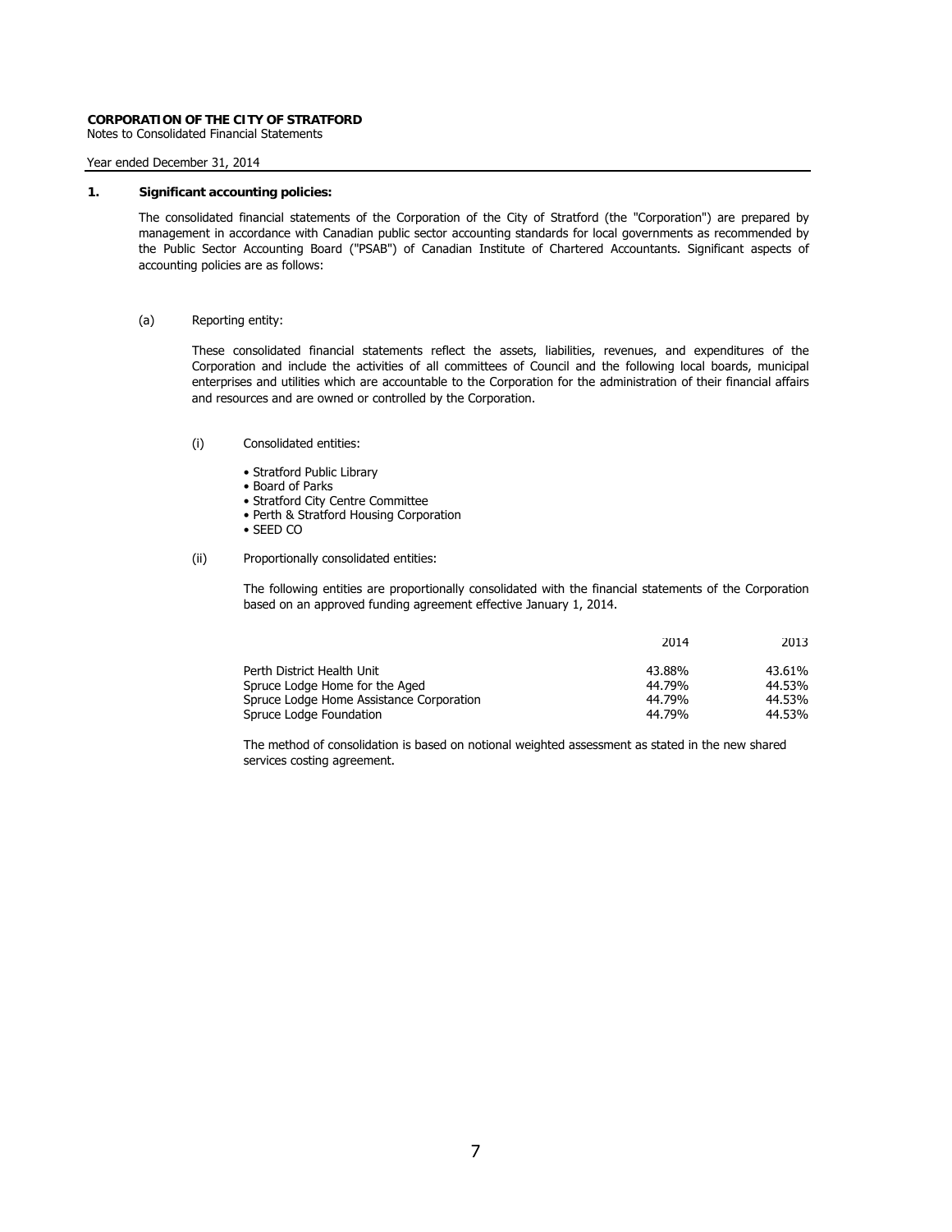**CORPORATION OF THE CITY OF STRATFORD**
Notes to Consolidated Financial Statements

Year ended December 31, 2014

**1. Significant accounting policies:**

The consolidated financial statements of the Corporation of the City of Stratford (the "Corporation") are prepared by management in accordance with Canadian public sector accounting standards for local governments as recommended by the Public Sector Accounting Board ("PSAB") of Canadian Institute of Chartered Accountants. Significant aspects of accounting policies are as follows:

(a) Reporting entity:

These consolidated financial statements reflect the assets, liabilities, revenues, and expenditures of the Corporation and include the activities of all committees of Council and the following local boards, municipal enterprises and utilities which are accountable to the Corporation for the administration of their financial affairs and resources and are owned or controlled by the Corporation.

(i) Consolidated entities:

- Stratford Public Library
- Board of Parks
- Stratford City Centre Committee
- Perth & Stratford Housing Corporation
- SEED CO

(ii) Proportionally consolidated entities:

The following entities are proportionally consolidated with the financial statements of the Corporation based on an approved funding agreement effective January 1, 2014.

| | 2014 | 2013 |
|---|---|---|
| Perth District Health Unit | 43.88% | 43.61% |
| Spruce Lodge Home for the Aged | 44.79% | 44.53% |
| Spruce Lodge Home Assistance Corporation | 44.79% | 44.53% |
| Spruce Lodge Foundation | 44.79% | 44.53% |

The method of consolidation is based on notional weighted assessment as stated in the new shared services costing agreement.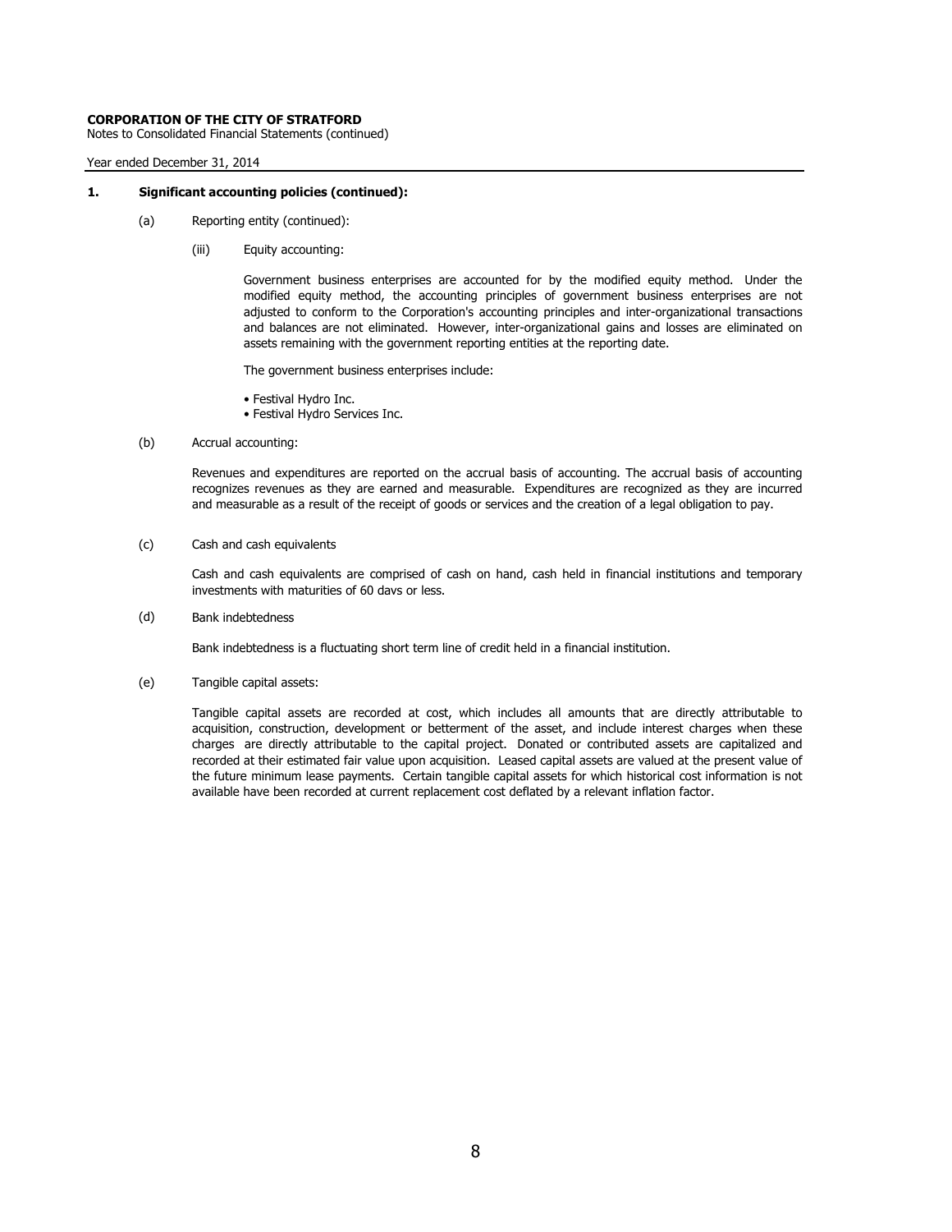**CORPORATION OF THE CITY OF STRATFORD**
Notes to Consolidated Financial Statements (continued)

Year ended December 31, 2014

## 1. Significant accounting policies (continued):

(a) Reporting entity (continued):

(iii) Equity accounting:

Government business enterprises are accounted for by the modified equity method. Under the modified equity method, the accounting principles of government business enterprises are not adjusted to conform to the Corporation's accounting principles and inter-organizational transactions and balances are not eliminated. However, inter-organizational gains and losses are eliminated on assets remaining with the government reporting entities at the reporting date.

The government business enterprises include:

- Festival Hydro Inc.
- Festival Hydro Services Inc.

(b) Accrual accounting:

Revenues and expenditures are reported on the accrual basis of accounting. The accrual basis of accounting recognizes revenues as they are earned and measurable. Expenditures are recognized as they are incurred and measurable as a result of the receipt of goods or services and the creation of a legal obligation to pay.

(c) Cash and cash equivalents

Cash and cash equivalents are comprised of cash on hand, cash held in financial institutions and temporary investments with maturities of 60 days or less.

(d) Bank indebtedness

Bank indebtedness is a fluctuating short term line of credit held in a financial institution.

(e) Tangible capital assets:

Tangible capital assets are recorded at cost, which includes all amounts that are directly attributable to acquisition, construction, development or betterment of the asset, and include interest charges when these charges are directly attributable to the capital project. Donated or contributed assets are capitalized and recorded at their estimated fair value upon acquisition. Leased capital assets are valued at the present value of the future minimum lease payments. Certain tangible capital assets for which historical cost information is not available have been recorded at current replacement cost deflated by a relevant inflation factor.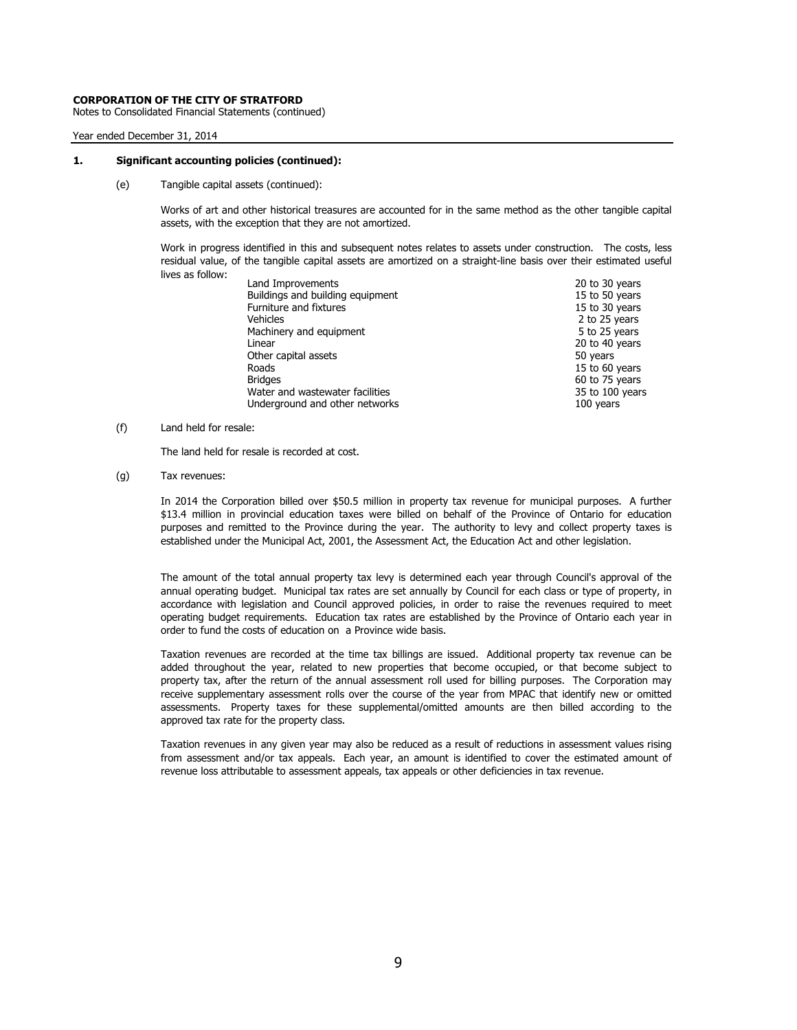**CORPORATION OF THE CITY OF STRATFORD**
Notes to Consolidated Financial Statements (continued)

Year ended December 31, 2014

**1. Significant accounting policies (continued):**

(e) Tangible capital assets (continued):

Works of art and other historical treasures are accounted for in the same method as the other tangible capital assets, with the exception that they are not amortized.

Work in progress identified in this and subsequent notes relates to assets under construction. The costs, less residual value, of the tangible capital assets are amortized on a straight-line basis over their estimated useful lives as follow:

| | |
|---|---|
| Land Improvements | 20 to 30 years |
| Buildings and building equipment | 15 to 50 years |
| Furniture and fixtures | 15 to 30 years |
| Vehicles | 2 to 25 years |
| Machinery and equipment | 5 to 25 years |
| Linear | 20 to 40 years |
| Other capital assets | 50 years |
| Roads | 15 to 60 years |
| Bridges | 60 to 75 years |
| Water and wastewater facilities | 35 to 100 years |
| Underground and other networks | 100 years |

(f) Land held for resale:

The land held for resale is recorded at cost.

(g) Tax revenues:

In 2014 the Corporation billed over $50.5 million in property tax revenue for municipal purposes. A further $13.4 million in provincial education taxes were billed on behalf of the Province of Ontario for education purposes and remitted to the Province during the year. The authority to levy and collect property taxes is established under the Municipal Act, 2001, the Assessment Act, the Education Act and other legislation.

The amount of the total annual property tax levy is determined each year through Council's approval of the annual operating budget. Municipal tax rates are set annually by Council for each class or type of property, in accordance with legislation and Council approved policies, in order to raise the revenues required to meet operating budget requirements. Education tax rates are established by the Province of Ontario each year in order to fund the costs of education on a Province wide basis.

Taxation revenues are recorded at the time tax billings are issued. Additional property tax revenue can be added throughout the year, related to new properties that become occupied, or that become subject to property tax, after the return of the annual assessment roll used for billing purposes. The Corporation may receive supplementary assessment rolls over the course of the year from MPAC that identify new or omitted assessments. Property taxes for these supplemental/omitted amounts are then billed according to the approved tax rate for the property class.

Taxation revenues in any given year may also be reduced as a result of reductions in assessment values rising from assessment and/or tax appeals. Each year, an amount is identified to cover the estimated amount of revenue loss attributable to assessment appeals, tax appeals or other deficiencies in tax revenue.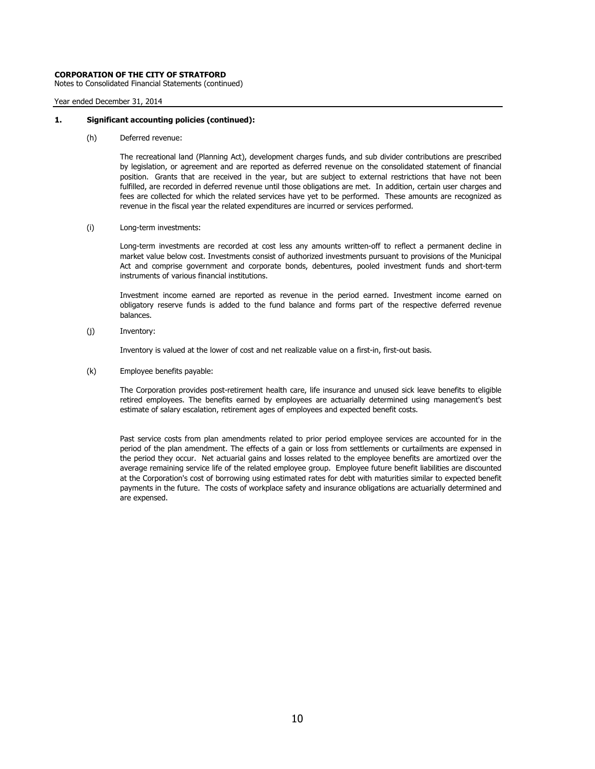**CORPORATION OF THE CITY OF STRATFORD**
Notes to Consolidated Financial Statements (continued)

Year ended December 31, 2014

**1. Significant accounting policies (continued):**

(h) Deferred revenue:

The recreational land (Planning Act), development charges funds, and sub divider contributions are prescribed by legislation, or agreement and are reported as deferred revenue on the consolidated statement of financial position. Grants that are received in the year, but are subject to external restrictions that have not been fulfilled, are recorded in deferred revenue until those obligations are met. In addition, certain user charges and fees are collected for which the related services have yet to be performed. These amounts are recognized as revenue in the fiscal year the related expenditures are incurred or services performed.

(i) Long-term investments:

Long-term investments are recorded at cost less any amounts written-off to reflect a permanent decline in market value below cost. Investments consist of authorized investments pursuant to provisions of the Municipal Act and comprise government and corporate bonds, debentures, pooled investment funds and short-term instruments of various financial institutions.

Investment income earned are reported as revenue in the period earned. Investment income earned on obligatory reserve funds is added to the fund balance and forms part of the respective deferred revenue balances.

(j) Inventory:

Inventory is valued at the lower of cost and net realizable value on a first-in, first-out basis.

(k) Employee benefits payable:

The Corporation provides post-retirement health care, life insurance and unused sick leave benefits to eligible retired employees. The benefits earned by employees are actuarially determined using management's best estimate of salary escalation, retirement ages of employees and expected benefit costs.

Past service costs from plan amendments related to prior period employee services are accounted for in the period of the plan amendment. The effects of a gain or loss from settlements or curtailments are expensed in the period they occur. Net actuarial gains and losses related to the employee benefits are amortized over the average remaining service life of the related employee group. Employee future benefit liabilities are discounted at the Corporation's cost of borrowing using estimated rates for debt with maturities similar to expected benefit payments in the future. The costs of workplace safety and insurance obligations are actuarially determined and are expensed.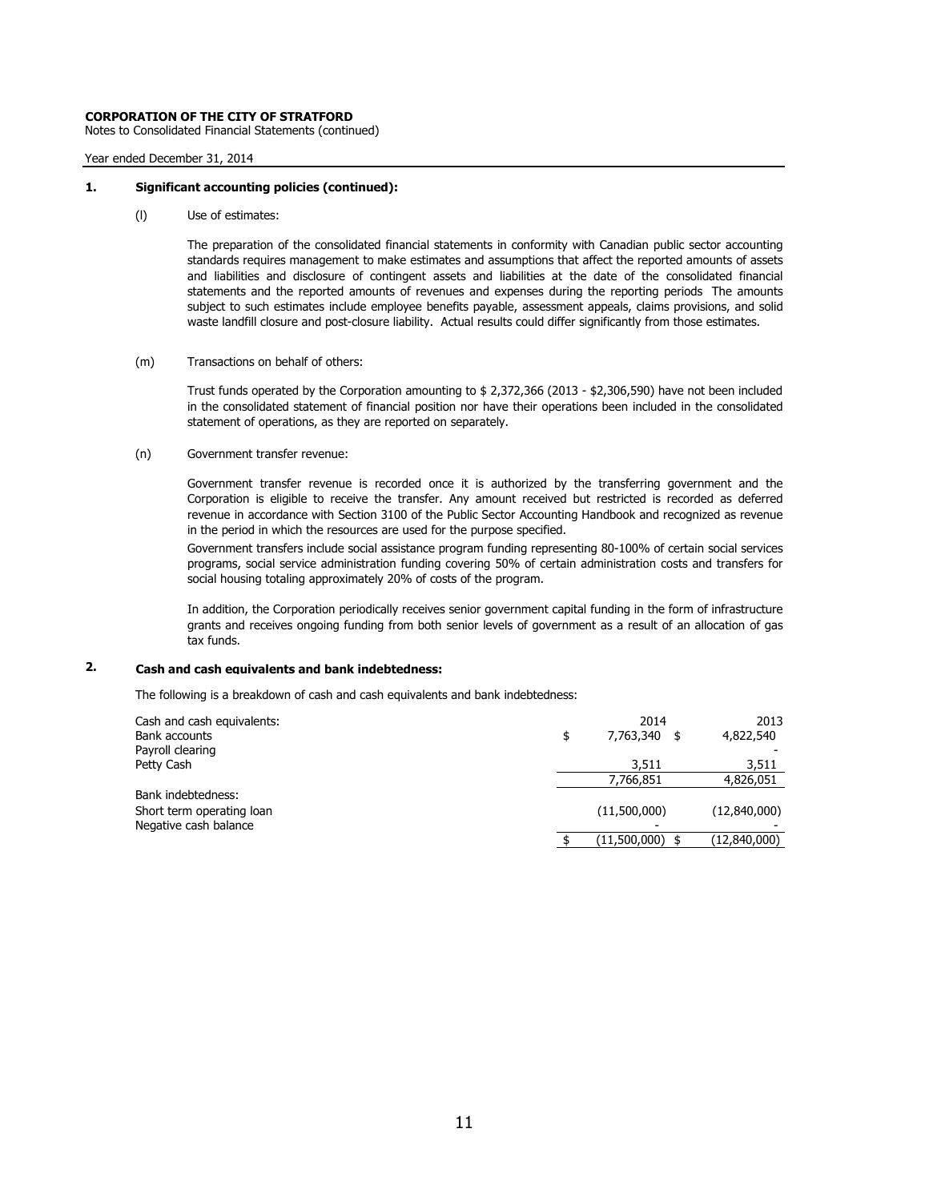**CORPORATION OF THE CITY OF STRATFORD**
Notes to Consolidated Financial Statements (continued)

Year ended December 31, 2014

**1. Significant accounting policies (continued):**

(l) Use of estimates:

The preparation of the consolidated financial statements in conformity with Canadian public sector accounting standards requires management to make estimates and assumptions that affect the reported amounts of assets and liabilities and disclosure of contingent assets and liabilities at the date of the consolidated financial statements and the reported amounts of revenues and expenses during the reporting periods The amounts subject to such estimates include employee benefits payable, assessment appeals, claims provisions, and solid waste landfill closure and post-closure liability. Actual results could differ significantly from those estimates.

(m) Transactions on behalf of others:

Trust funds operated by the Corporation amounting to $ 2,372,366 (2013 - $2,306,590) have not been included in the consolidated statement of financial position nor have their operations been included in the consolidated statement of operations, as they are reported on separately.

(n) Government transfer revenue:

Government transfer revenue is recorded once it is authorized by the transferring government and the Corporation is eligible to receive the transfer. Any amount received but restricted is recorded as deferred revenue in accordance with Section 3100 of the Public Sector Accounting Handbook and recognized as revenue in the period in which the resources are used for the purpose specified.

Government transfers include social assistance program funding representing 80-100% of certain social services programs, social service administration funding covering 50% of certain administration costs and transfers for social housing totaling approximately 20% of costs of the program.

In addition, the Corporation periodically receives senior government capital funding in the form of infrastructure grants and receives ongoing funding from both senior levels of government as a result of an allocation of gas tax funds.

**2. Cash and cash equivalents and bank indebtedness:**

The following is a breakdown of cash and cash equivalents and bank indebtedness:

| Cash and cash equivalents: | 2014 | 2013 |
|---|---|---|
| Bank accounts | $ 7,763,340 | $ 4,822,540 |
| Payroll clearing | | - |
| Petty Cash | 3,511 | 3,511 |
| | 7,766,851 | 4,826,051 |
| Bank indebtedness: | | |
| Short term operating loan | (11,500,000) | (12,840,000) |
| Negative cash balance | - | - |
| | $ (11,500,000) | $ (12,840,000) |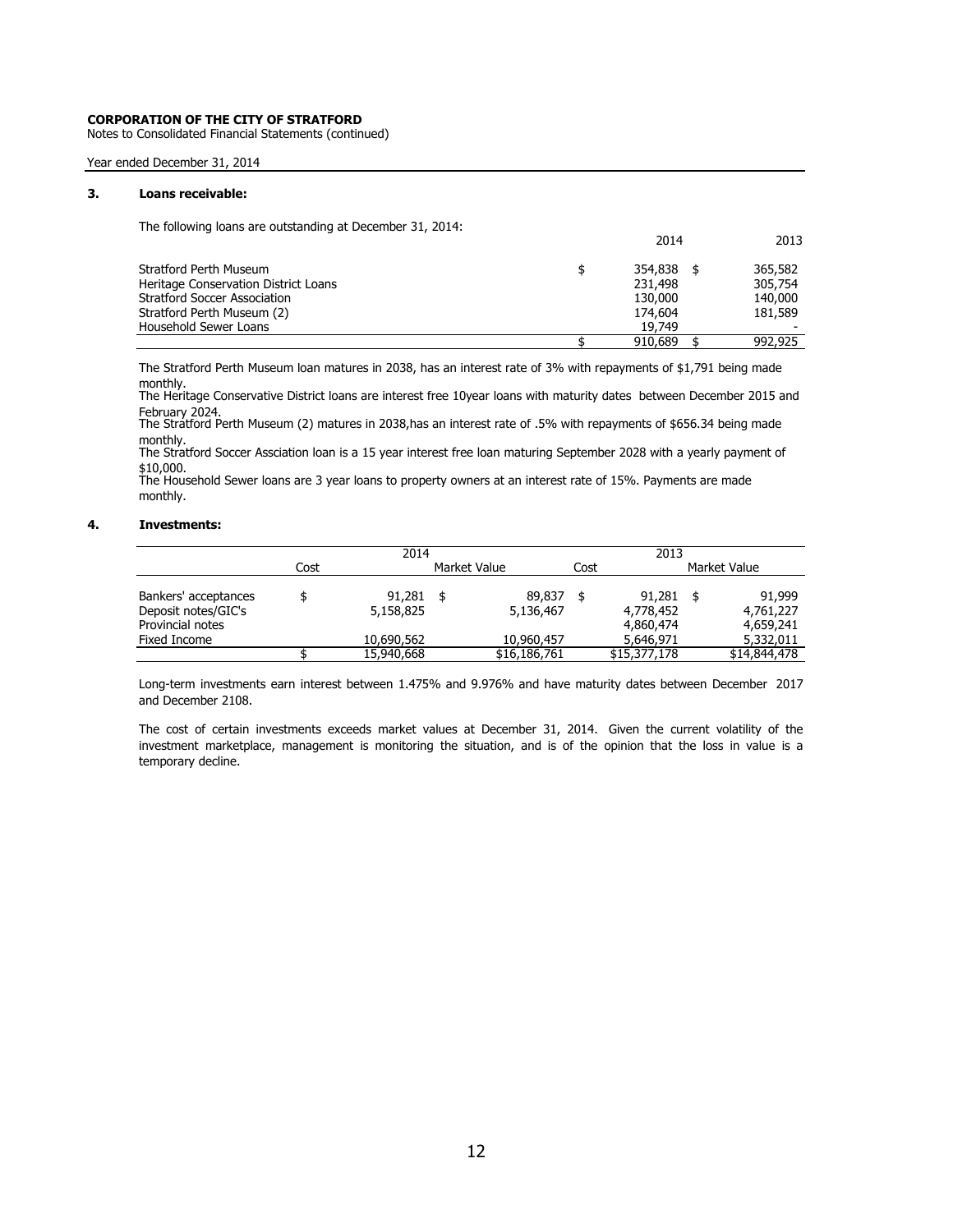**CORPORATION OF THE CITY OF STRATFORD**
Notes to Consolidated Financial Statements (continued)

Year ended December 31, 2014

### 3. Loans receivable:

The following loans are outstanding at December 31, 2014:

| | 2014 | 2013 |
|---|---|---|
| Stratford Perth Museum | $ 354,838 | $ 365,582 |
| Heritage Conservation District Loans | 231,498 | 305,754 |
| Stratford Soccer Association | 130,000 | 140,000 |
| Stratford Perth Museum (2) | 174,604 | 181,589 |
| Household Sewer Loans | 19,749 | - |
| | $ 910,689 | $ 992,925 |

The Stratford Perth Museum loan matures in 2038, has an interest rate of 3% with repayments of $1,791 being made monthly.
The Heritage Conservative District loans are interest free 10year loans with maturity dates between December 2015 and February 2024.
The Stratford Perth Museum (2) matures in 2038,has an interest rate of .5% with repayments of $656.34 being made monthly.
The Stratford Soccer Assciation loan is a 15 year interest free loan maturing September 2028 with a yearly payment of $10,000.
The Household Sewer loans are 3 year loans to property owners at an interest rate of 15%. Payments are made monthly.

### 4. Investments:

| | 2014 | | 2013 | |
|---|---|---|---|---|
| | Cost | Market Value | Cost | Market Value |
| Bankers' acceptances | $ 91,281 | $ 89,837 | $ 91,281 | $ 91,999 |
| Deposit notes/GIC's | 5,158,825 | 5,136,467 | 4,778,452 | 4,761,227 |
| Provincial notes | | | 4,860,474 | 4,659,241 |
| Fixed Income | 10,690,562 | 10,960,457 | 5,646,971 | 5,332,011 |
| | $ 15,940,668 | $16,186,761 | $15,377,178 | $14,844,478 |

Long-term investments earn interest between 1.475% and 9.976% and have maturity dates between December 2017 and December 2108.

The cost of certain investments exceeds market values at December 31, 2014. Given the current volatility of the investment marketplace, management is monitoring the situation, and is of the opinion that the loss in value is a temporary decline.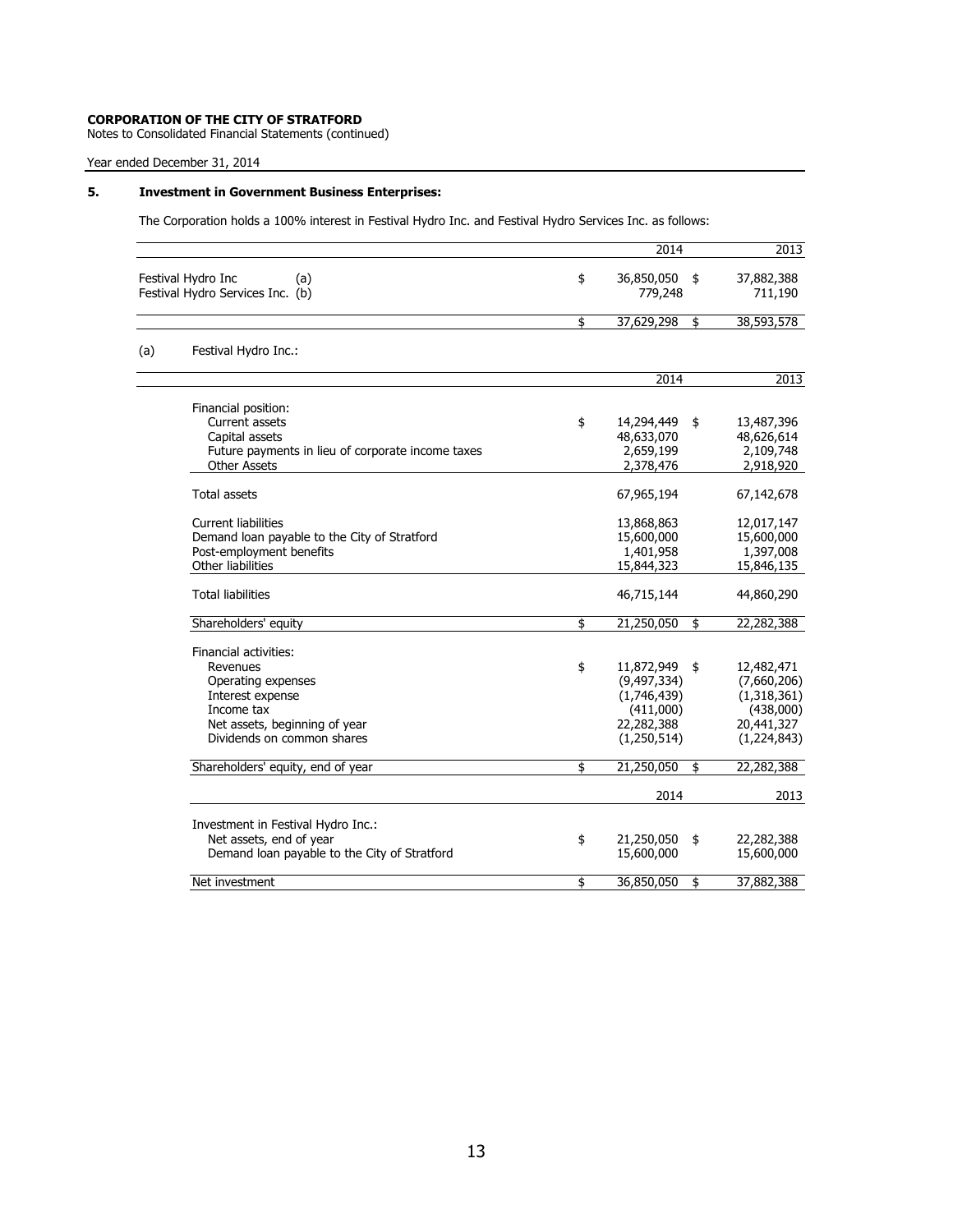**CORPORATION OF THE CITY OF STRATFORD**
Notes to Consolidated Financial Statements (continued)

Year ended December 31, 2014

## 5. Investment in Government Business Enterprises:

The Corporation holds a 100% interest in Festival Hydro Inc. and Festival Hydro Services Inc. as follows:

| | | 2014 | | 2013 |
|---|---|---|---|---|
| Festival Hydro Inc (a) | $ | 36,850,050 | $ | 37,882,388 |
| Festival Hydro Services Inc. (b) | | 779,248 | | 711,190 |
| | $ | 37,629,298 | $ | 38,593,578 |

(a) Festival Hydro Inc.:

| | | 2014 | | 2013 |
|---|---|---|---|---|
| Financial position: | | | | |
| Current assets | $ | 14,294,449 | $ | 13,487,396 |
| Capital assets | | 48,633,070 | | 48,626,614 |
| Future payments in lieu of corporate income taxes | | 2,659,199 | | 2,109,748 |
| Other Assets | | 2,378,476 | | 2,918,920 |
| Total assets | | 67,965,194 | | 67,142,678 |
| Current liabilities | | 13,868,863 | | 12,017,147 |
| Demand loan payable to the City of Stratford | | 15,600,000 | | 15,600,000 |
| Post-employment benefits | | 1,401,958 | | 1,397,008 |
| Other liabilities | | 15,844,323 | | 15,846,135 |
| Total liabilities | | 46,715,144 | | 44,860,290 |
| Shareholders' equity | $ | 21,250,050 | $ | 22,282,388 |
| Financial activities: | | | | |
| Revenues | $ | 11,872,949 | $ | 12,482,471 |
| Operating expenses | | (9,497,334) | | (7,660,206) |
| Interest expense | | (1,746,439) | | (1,318,361) |
| Income tax | | (411,000) | | (438,000) |
| Net assets, beginning of year | | 22,282,388 | | 20,441,327 |
| Dividends on common shares | | (1,250,514) | | (1,224,843) |
| Shareholders' equity, end of year | $ | 21,250,050 | $ | 22,282,388 |

| | | 2014 | | 2013 |
|---|---|---|---|---|
| Investment in Festival Hydro Inc.: | | | | |
| Net assets, end of year | $ | 21,250,050 | $ | 22,282,388 |
| Demand loan payable to the City of Stratford | | 15,600,000 | | 15,600,000 |
| Net investment | $ | 36,850,050 | $ | 37,882,388 |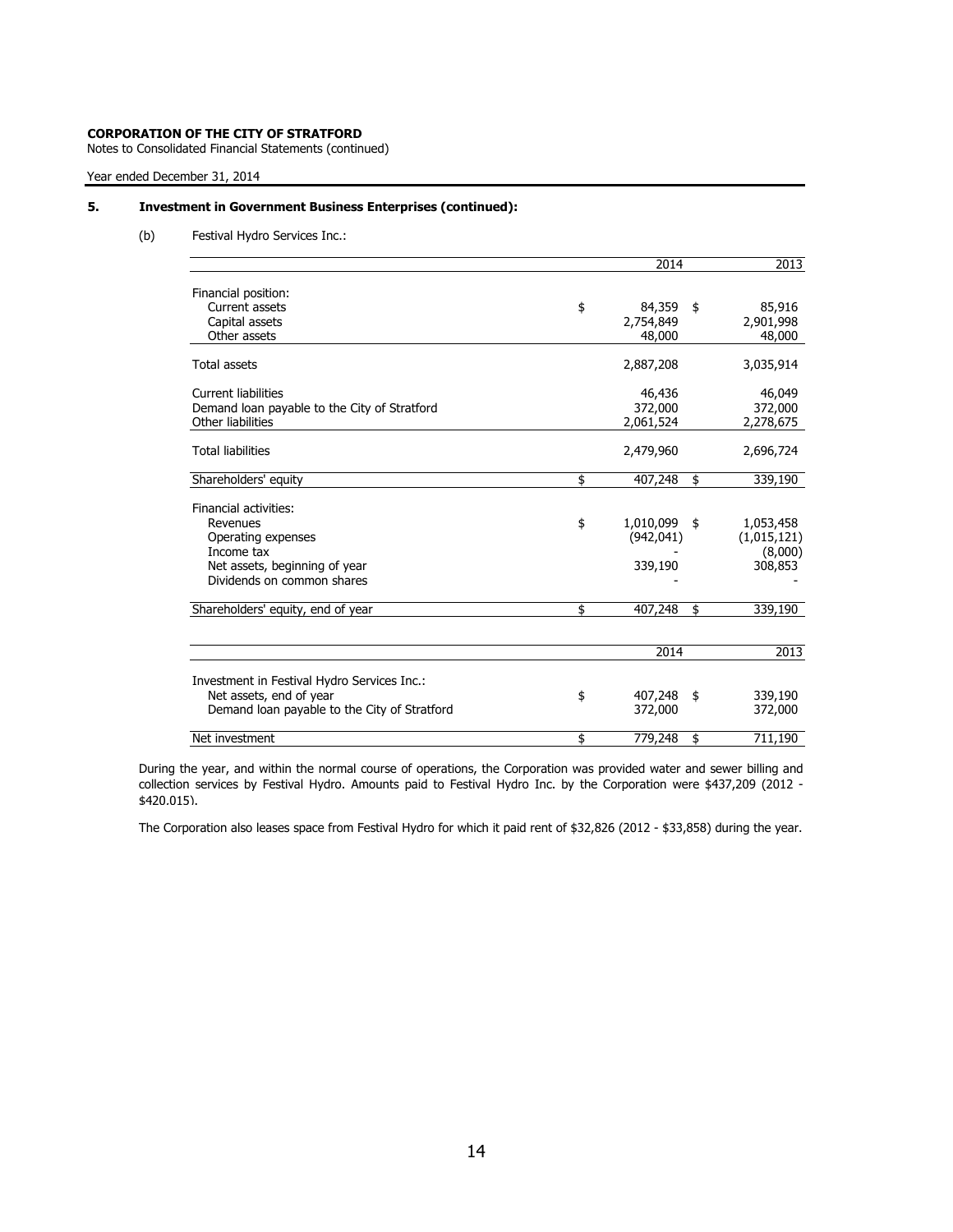**CORPORATION OF THE CITY OF STRATFORD**
Notes to Consolidated Financial Statements (continued)

Year ended December 31, 2014

## 5. Investment in Government Business Enterprises (continued):

(b) Festival Hydro Services Inc.:

| | 2014 | 2013 |
|---|---|---|
| Financial position: | | |
| Current assets | $ 84,359 | $ 85,916 |
| Capital assets | 2,754,849 | 2,901,998 |
| Other assets | 48,000 | 48,000 |
| Total assets | 2,887,208 | 3,035,914 |
| Current liabilities | 46,436 | 46,049 |
| Demand loan payable to the City of Stratford | 372,000 | 372,000 |
| Other liabilities | 2,061,524 | 2,278,675 |
| Total liabilities | 2,479,960 | 2,696,724 |
| Shareholders' equity | $ 407,248 | $ 339,190 |
| Financial activities: | | |
| Revenues | $ 1,010,099 | $ 1,053,458 |
| Operating expenses | (942,041) | (1,015,121) |
| Income tax | - | (8,000) |
| Net assets, beginning of year | 339,190 | 308,853 |
| Dividends on common shares | - | - |
| Shareholders' equity, end of year | $ 407,248 | $ 339,190 |

| | 2014 | 2013 |
|---|---|---|
| Investment in Festival Hydro Services Inc.: | | |
| Net assets, end of year | $ 407,248 | $ 339,190 |
| Demand loan payable to the City of Stratford | 372,000 | 372,000 |
| Net investment | $ 779,248 | $ 711,190 |

During the year, and within the normal course of operations, the Corporation was provided water and sewer billing and collection services by Festival Hydro. Amounts paid to Festival Hydro Inc. by the Corporation were $437,209 (2012 - $420,015).

The Corporation also leases space from Festival Hydro for which it paid rent of $32,826 (2012 - $33,858) during the year.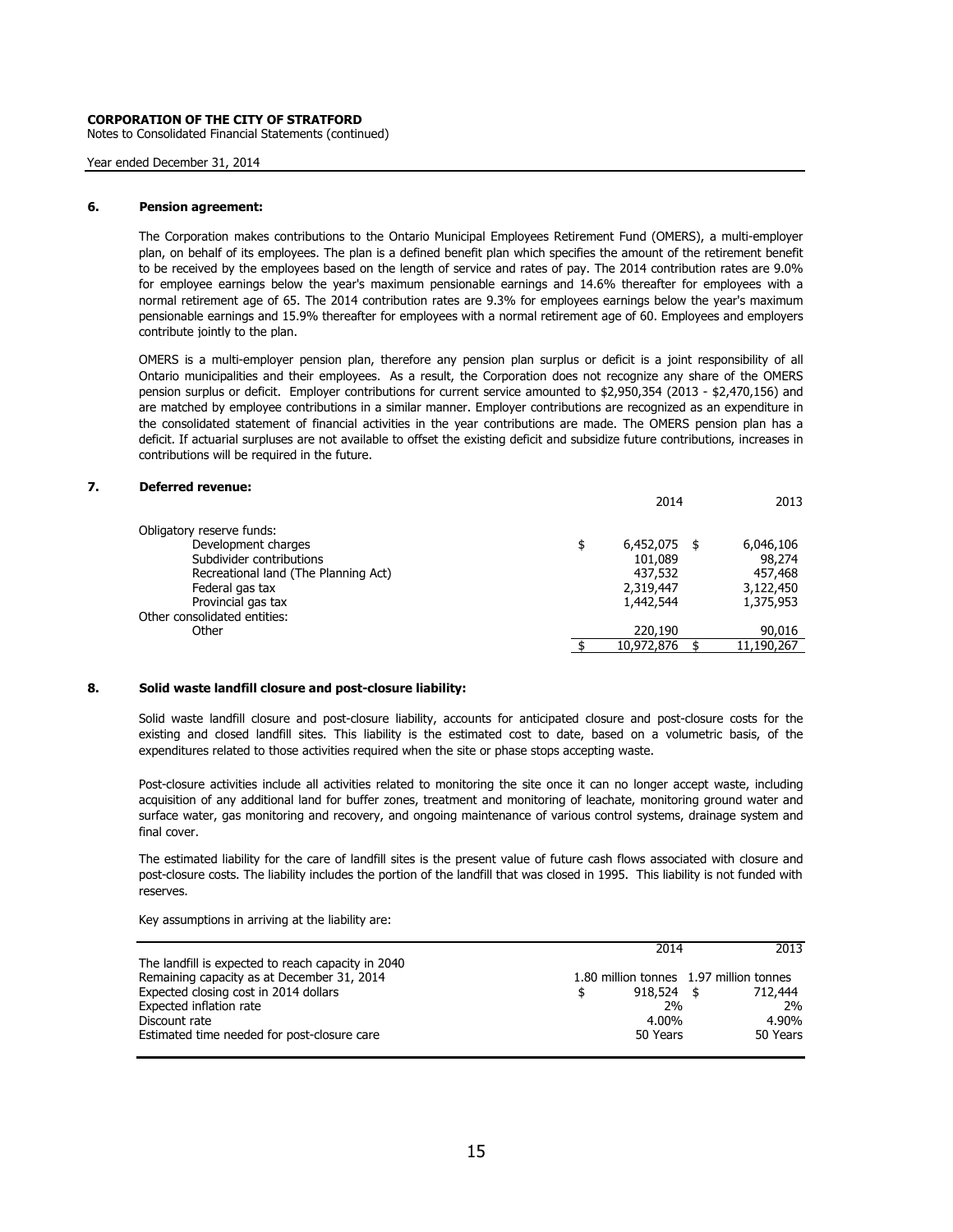**CORPORATION OF THE CITY OF STRATFORD**
Notes to Consolidated Financial Statements (continued)

Year ended December 31, 2014

## 6. Pension agreement:

The Corporation makes contributions to the Ontario Municipal Employees Retirement Fund (OMERS), a multi-employer plan, on behalf of its employees. The plan is a defined benefit plan which specifies the amount of the retirement benefit to be received by the employees based on the length of service and rates of pay. The 2014 contribution rates are 9.0% for employee earnings below the year's maximum pensionable earnings and 14.6% thereafter for employees with a normal retirement age of 65. The 2014 contribution rates are 9.3% for employees earnings below the year's maximum pensionable earnings and 15.9% thereafter for employees with a normal retirement age of 60. Employees and employers contribute jointly to the plan.

OMERS is a multi-employer pension plan, therefore any pension plan surplus or deficit is a joint responsibility of all Ontario municipalities and their employees. As a result, the Corporation does not recognize any share of the OMERS pension surplus or deficit. Employer contributions for current service amounted to $2,950,354 (2013 - $2,470,156) and are matched by employee contributions in a similar manner. Employer contributions are recognized as an expenditure in the consolidated statement of financial activities in the year contributions are made. The OMERS pension plan has a deficit. If actuarial surpluses are not available to offset the existing deficit and subsidize future contributions, increases in contributions will be required in the future.

## 7. Deferred revenue:

| | 2014 | 2013 |
|---|---|---|
| Obligatory reserve funds: | | |
| Development charges | $ 6,452,075 | $ 6,046,106 |
| Subdivider contributions | 101,089 | 98,274 |
| Recreational land (The Planning Act) | 437,532 | 457,468 |
| Federal gas tax | 2,319,447 | 3,122,450 |
| Provincial gas tax | 1,442,544 | 1,375,953 |
| Other consolidated entities: | | |
| Other | 220,190 | 90,016 |
| | $ 10,972,876 | $ 11,190,267 |

## 8. Solid waste landfill closure and post-closure liability:

Solid waste landfill closure and post-closure liability, accounts for anticipated closure and post-closure costs for the existing and closed landfill sites. This liability is the estimated cost to date, based on a volumetric basis, of the expenditures related to those activities required when the site or phase stops accepting waste.

Post-closure activities include all activities related to monitoring the site once it can no longer accept waste, including acquisition of any additional land for buffer zones, treatment and monitoring of leachate, monitoring ground water and surface water, gas monitoring and recovery, and ongoing maintenance of various control systems, drainage system and final cover.

The estimated liability for the care of landfill sites is the present value of future cash flows associated with closure and post-closure costs. The liability includes the portion of the landfill that was closed in 1995. This liability is not funded with reserves.

Key assumptions in arriving at the liability are:

| | 2014 | 2013 |
|---|---|---|
| The landfill is expected to reach capacity in 2040 | | |
| Remaining capacity as at December 31, 2014 | 1.80 million tonnes | 1.97 million tonnes |
| Expected closing cost in 2014 dollars | $ 918,524 | $ 712,444 |
| Expected inflation rate | 2% | 2% |
| Discount rate | 4.00% | 4.90% |
| Estimated time needed for post-closure care | 50 Years | 50 Years |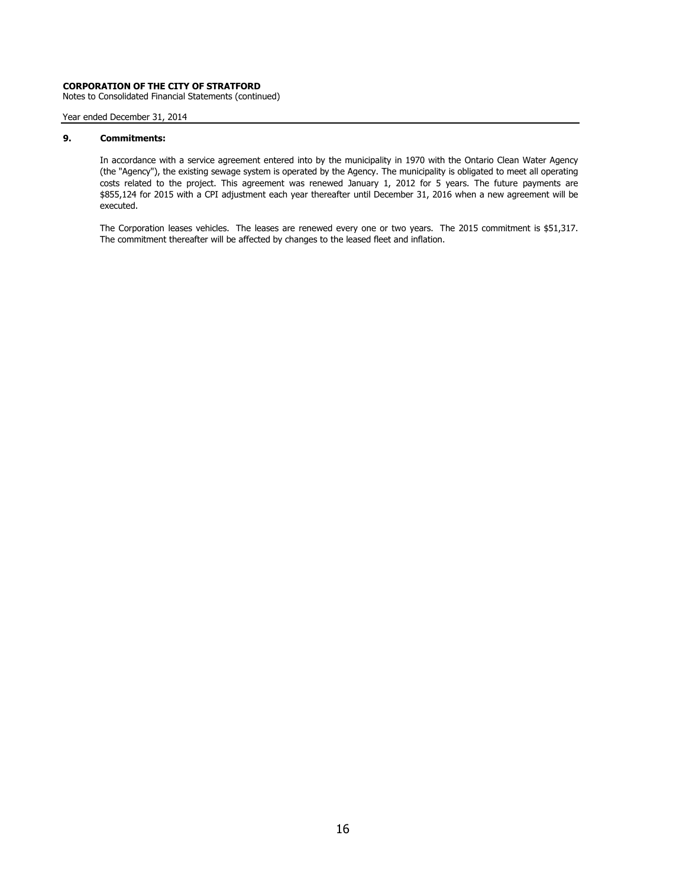## 9. Commitments:

In accordance with a service agreement entered into by the municipality in 1970 with the Ontario Clean Water Agency (the "Agency"), the existing sewage system is operated by the Agency. The municipality is obligated to meet all operating costs related to the project. This agreement was renewed January 1, 2012 for 5 years. The future payments are $855,124 for 2015 with a CPI adjustment each year thereafter until December 31, 2016 when a new agreement will be executed.

The Corporation leases vehicles. The leases are renewed every one or two years. The 2015 commitment is $51,317. The commitment thereafter will be affected by changes to the leased fleet and inflation.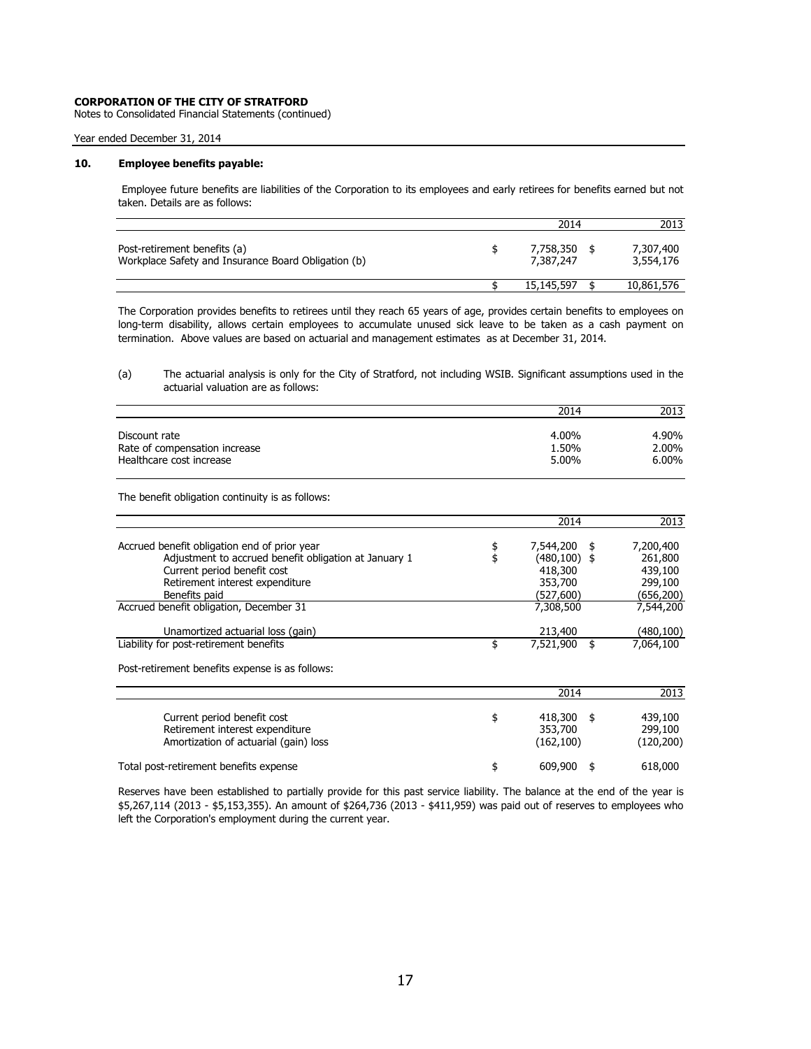**CORPORATION OF THE CITY OF STRATFORD**
Notes to Consolidated Financial Statements (continued)

Year ended December 31, 2014

## 10. Employee benefits payable:

Employee future benefits are liabilities of the Corporation to its employees and early retirees for benefits earned but not taken. Details are as follows:

| | | 2014 | | 2013 |
|---|---|---|---|---|
| Post-retirement benefits (a) | $ | 7,758,350 | $ | 7,307,400 |
| Workplace Safety and Insurance Board Obligation (b) | | 7,387,247 | | 3,554,176 |
| | $ | 15,145,597 | $ | 10,861,576 |

The Corporation provides benefits to retirees until they reach 65 years of age, provides certain benefits to employees on long-term disability, allows certain employees to accumulate unused sick leave to be taken as a cash payment on termination. Above values are based on actuarial and management estimates as at December 31, 2014.

(a) The actuarial analysis is only for the City of Stratford, not including WSIB. Significant assumptions used in the actuarial valuation are as follows:

| | 2014 | 2013 |
|---|---|---|
| Discount rate | 4.00% | 4.90% |
| Rate of compensation increase | 1.50% | 2.00% |
| Healthcare cost increase | 5.00% | 6.00% |

The benefit obligation continuity is as follows:

| | | 2014 | | 2013 |
|---|---|---|---|---|
| Accrued benefit obligation end of prior year | $ | 7,544,200 | $ | 7,200,400 |
| Adjustment to accrued benefit obligation at January 1 | $ | (480,100) | $ | 261,800 |
| Current period benefit cost | | 418,300 | | 439,100 |
| Retirement interest expenditure | | 353,700 | | 299,100 |
| Benefits paid | | (527,600) | | (656,200) |
| Accrued benefit obligation, December 31 | | 7,308,500 | | 7,544,200 |
| Unamortized actuarial loss (gain) | | 213,400 | | (480,100) |
| Liability for post-retirement benefits | $ | 7,521,900 | $ | 7,064,100 |

Post-retirement benefits expense is as follows:

| | | 2014 | | 2013 |
|---|---|---|---|---|
| Current period benefit cost | $ | 418,300 | $ | 439,100 |
| Retirement interest expenditure | | 353,700 | | 299,100 |
| Amortization of actuarial (gain) loss | | (162,100) | | (120,200) |
| Total post-retirement benefits expense | $ | 609,900 | $ | 618,000 |

Reserves have been established to partially provide for this past service liability. The balance at the end of the year is \$5,267,114 (2013 - \$5,153,355). An amount of \$264,736 (2013 - \$411,959) was paid out of reserves to employees who left the Corporation's employment during the current year.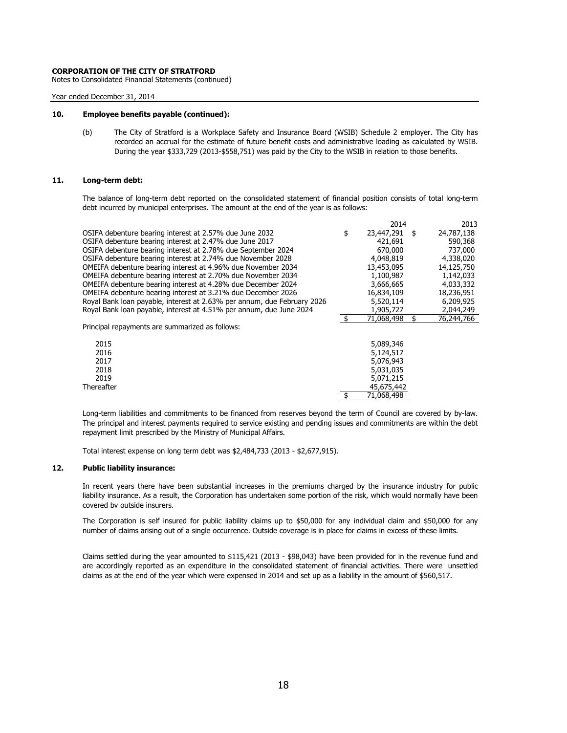**CORPORATION OF THE CITY OF STRATFORD**
Notes to Consolidated Financial Statements (continued)

Year ended December 31, 2014

## 10. Employee benefits payable (continued):

(b) The City of Stratford is a Workplace Safety and Insurance Board (WSIB) Schedule 2 employer. The City has recorded an accrual for the estimate of future benefit costs and administrative loading as calculated by WSIB. During the year $333,729 (2013-$558,751) was paid by the City to the WSIB in relation to those benefits.

## 11. Long-term debt:

The balance of long-term debt reported on the consolidated statement of financial position consists of total long-term debt incurred by municipal enterprises. The amount at the end of the year is as follows:

| | 2014 | 2013 |
|---|---|---|
| OSIFA debenture bearing interest at 2.57% due June 2032 | $ 23,447,291 | $ 24,787,138 |
| OSIFA debenture bearing interest at 2.47% due June 2017 | 421,691 | 590,368 |
| OSIFA debenture bearing interest at 2.78% due September 2024 | 670,000 | 737,000 |
| OSIFA debenture bearing interest at 2.74% due November 2028 | 4,048,819 | 4,338,020 |
| OMEIFA debenture bearing interest at 4.96% due November 2034 | 13,453,095 | 14,125,750 |
| OMEIFA debenture bearing interest at 2.70% due November 2034 | 1,100,987 | 1,142,033 |
| OMEIFA debenture bearing interest at 4.28% due December 2024 | 3,666,665 | 4,033,332 |
| OMEIFA debenture bearing interest at 3.21% due December 2026 | 16,834,109 | 18,236,951 |
| Royal Bank loan payable, interest at 2.63% per annum, due February 2026 | 5,520,114 | 6,209,925 |
| Royal Bank loan payable, interest at 4.51% per annum, due June 2024 | 1,905,727 | 2,044,249 |
| | $ 71,068,498 | $ 76,244,766 |

Principal repayments are summarized as follows:

| | |
|---|---|
| 2015 | 5,089,346 |
| 2016 | 5,124,517 |
| 2017 | 5,076,943 |
| 2018 | 5,031,035 |
| 2019 | 5,071,215 |
| Thereafter | 45,675,442 |
| | $ 71,068,498 |

Long-term liabilities and commitments to be financed from reserves beyond the term of Council are covered by by-law. The principal and interest payments required to service existing and pending issues and commitments are within the debt repayment limit prescribed by the Ministry of Municipal Affairs.

Total interest expense on long term debt was $2,484,733 (2013 - $2,677,915).

## 12. Public liability insurance:

In recent years there have been substantial increases in the premiums charged by the insurance industry for public liability insurance. As a result, the Corporation has undertaken some portion of the risk, which would normally have been covered by outside insurers.

The Corporation is self insured for public liability claims up to $50,000 for any individual claim and $50,000 for any number of claims arising out of a single occurrence. Outside coverage is in place for claims in excess of these limits.

Claims settled during the year amounted to $115,421 (2013 - $98,043) have been provided for in the revenue fund and are accordingly reported as an expenditure in the consolidated statement of financial activities. There were unsettled claims as at the end of the year which were expensed in 2014 and set up as a liability in the amount of $560,517.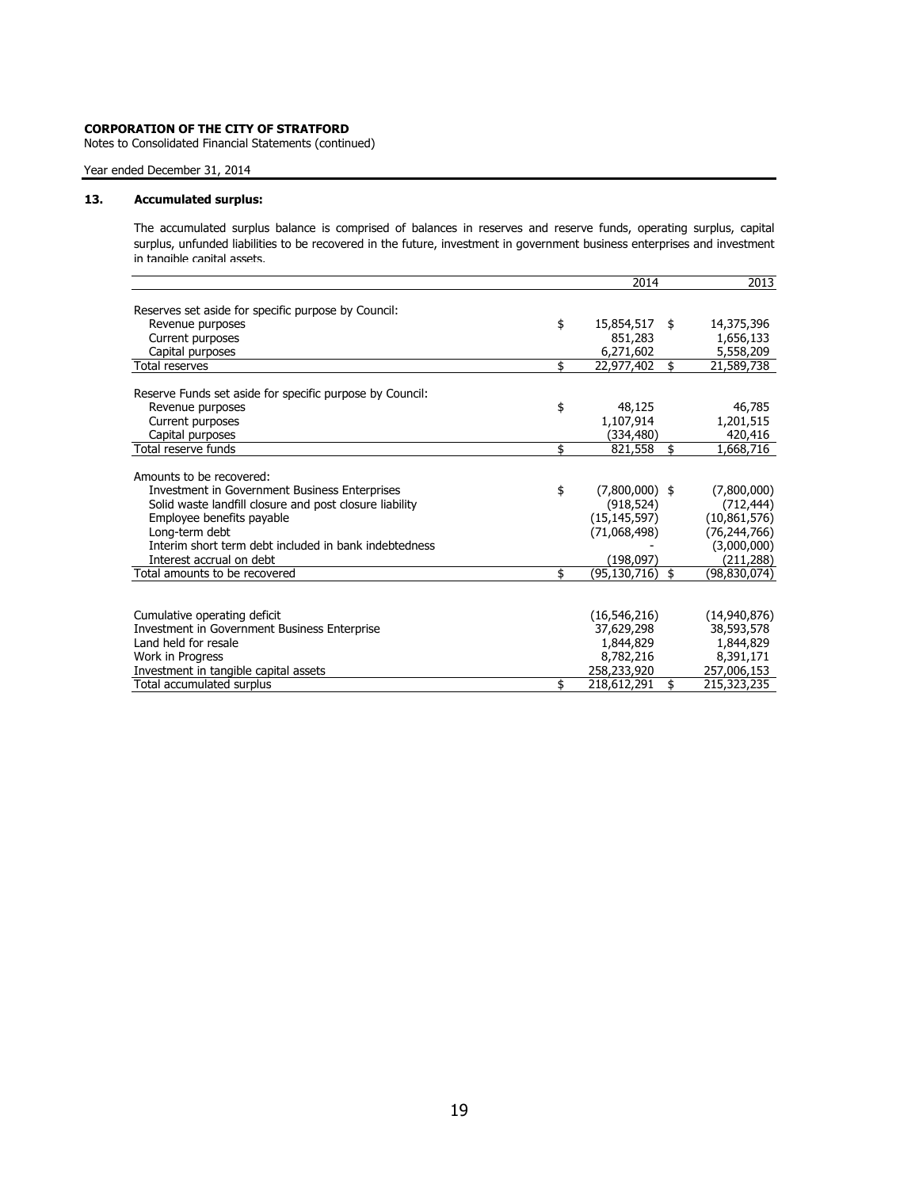**CORPORATION OF THE CITY OF STRATFORD**
Notes to Consolidated Financial Statements (continued)

Year ended December 31, 2014

## 13. Accumulated surplus:

The accumulated surplus balance is comprised of balances in reserves and reserve funds, operating surplus, capital surplus, unfunded liabilities to be recovered in the future, investment in government business enterprises and investment in tangible capital assets.

| | 2014 | 2013 |
|---|---|---|
| Reserves set aside for specific purpose by Council: | | |
| Revenue purposes | $ 15,854,517 | $ 14,375,396 |
| Current purposes | 851,283 | 1,656,133 |
| Capital purposes | 6,271,602 | 5,558,209 |
| Total reserves | $ 22,977,402 | $ 21,589,738 |
| | | |
| Reserve Funds set aside for specific purpose by Council: | | |
| Revenue purposes | $ 48,125 | 46,785 |
| Current purposes | 1,107,914 | 1,201,515 |
| Capital purposes | (334,480) | 420,416 |
| Total reserve funds | $ 821,558 | $ 1,668,716 |
| | | |
| Amounts to be recovered: | | |
| Investment in Government Business Enterprises | $ (7,800,000) | $ (7,800,000) |
| Solid waste landfill closure and post closure liability | (918,524) | (712,444) |
| Employee benefits payable | (15,145,597) | (10,861,576) |
| Long-term debt | (71,068,498) | (76,244,766) |
| Interim short term debt included in bank indebtedness | - | (3,000,000) |
| Interest accrual on debt | (198,097) | (211,288) |
| Total amounts to be recovered | $ (95,130,716) | $ (98,830,074) |
| | | |
| Cumulative operating deficit | (16,546,216) | (14,940,876) |
| Investment in Government Business Enterprise | 37,629,298 | 38,593,578 |
| Land held for resale | 1,844,829 | 1,844,829 |
| Work in Progress | 8,782,216 | 8,391,171 |
| Investment in tangible capital assets | 258,233,920 | 257,006,153 |
| Total accumulated surplus | $ 218,612,291 | $ 215,323,235 |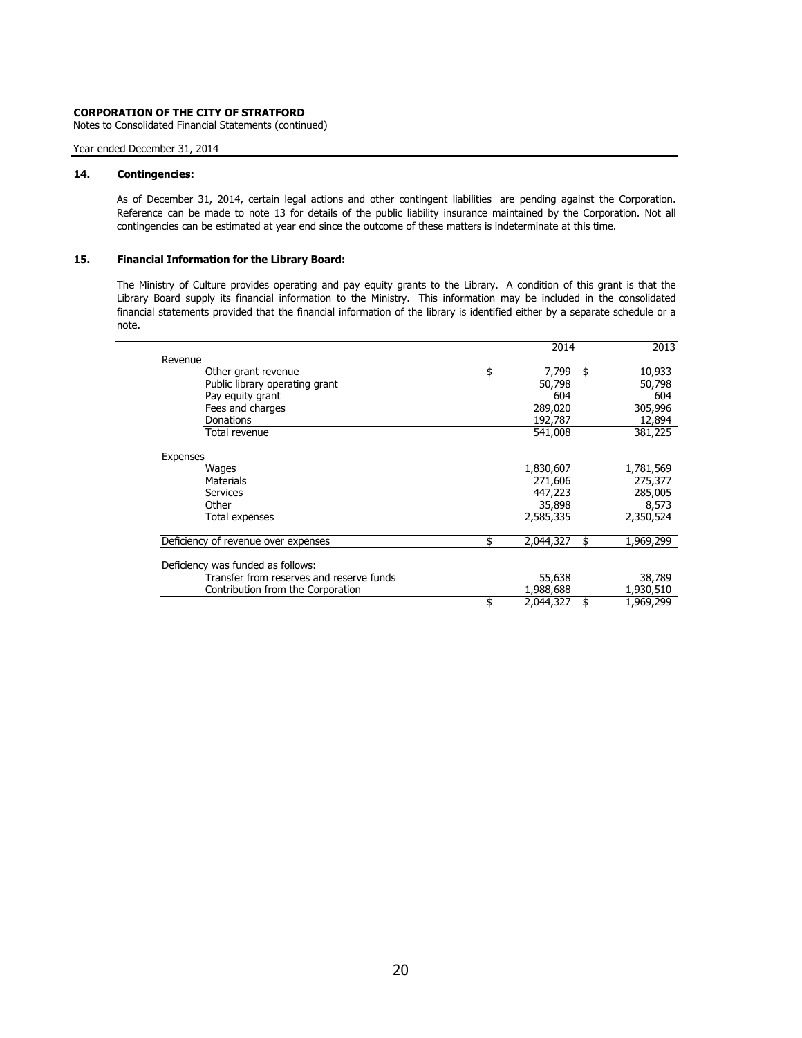**CORPORATION OF THE CITY OF STRATFORD**
Notes to Consolidated Financial Statements (continued)

Year ended December 31, 2014

## 14. Contingencies:

As of December 31, 2014, certain legal actions and other contingent liabilities are pending against the Corporation. Reference can be made to note 13 for details of the public liability insurance maintained by the Corporation. Not all contingencies can be estimated at year end since the outcome of these matters is indeterminate at this time.

## 15. Financial Information for the Library Board:

The Ministry of Culture provides operating and pay equity grants to the Library. A condition of this grant is that the Library Board supply its financial information to the Ministry. This information may be included in the consolidated financial statements provided that the financial information of the library is identified either by a separate schedule or a note.

| | 2014 | 2013 |
|---|---|---|
| **Revenue** | | |
| Other grant revenue | $ 7,799 | $ 10,933 |
| Public library operating grant | 50,798 | 50,798 |
| Pay equity grant | 604 | 604 |
| Fees and charges | 289,020 | 305,996 |
| Donations | 192,787 | 12,894 |
| Total revenue | 541,008 | 381,225 |
| **Expenses** | | |
| Wages | 1,830,607 | 1,781,569 |
| Materials | 271,606 | 275,377 |
| Services | 447,223 | 285,005 |
| Other | 35,898 | 8,573 |
| Total expenses | 2,585,335 | 2,350,524 |
| Deficiency of revenue over expenses | $ 2,044,327 | $ 1,969,299 |
| Deficiency was funded as follows: | | |
| Transfer from reserves and reserve funds | 55,638 | 38,789 |
| Contribution from the Corporation | 1,988,688 | 1,930,510 |
| | $ 2,044,327 | $ 1,969,299 |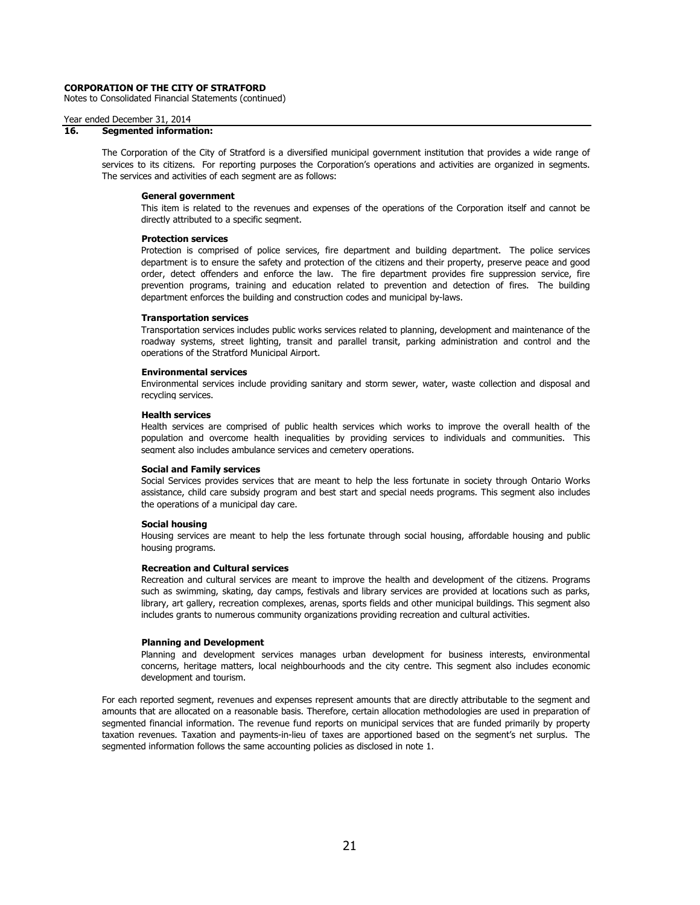**CORPORATION OF THE CITY OF STRATFORD**
Notes to Consolidated Financial Statements (continued)

Year ended December 31, 2014

## 16. Segmented information:

The Corporation of the City of Stratford is a diversified municipal government institution that provides a wide range of services to its citizens. For reporting purposes the Corporation's operations and activities are organized in segments. The services and activities of each segment are as follows:

**General government**

This item is related to the revenues and expenses of the operations of the Corporation itself and cannot be directly attributed to a specific segment.

**Protection services**

Protection is comprised of police services, fire department and building department. The police services department is to ensure the safety and protection of the citizens and their property, preserve peace and good order, detect offenders and enforce the law. The fire department provides fire suppression service, fire prevention programs, training and education related to prevention and detection of fires. The building department enforces the building and construction codes and municipal by-laws.

**Transportation services**

Transportation services includes public works services related to planning, development and maintenance of the roadway systems, street lighting, transit and parallel transit, parking administration and control and the operations of the Stratford Municipal Airport.

**Environmental services**

Environmental services include providing sanitary and storm sewer, water, waste collection and disposal and recycling services.

**Health services**

Health services are comprised of public health services which works to improve the overall health of the population and overcome health inequalities by providing services to individuals and communities. This segment also includes ambulance services and cemetery operations.

**Social and Family services**

Social Services provides services that are meant to help the less fortunate in society through Ontario Works assistance, child care subsidy program and best start and special needs programs. This segment also includes the operations of a municipal day care.

**Social housing**

Housing services are meant to help the less fortunate through social housing, affordable housing and public housing programs.

**Recreation and Cultural services**

Recreation and cultural services are meant to improve the health and development of the citizens. Programs such as swimming, skating, day camps, festivals and library services are provided at locations such as parks, library, art gallery, recreation complexes, arenas, sports fields and other municipal buildings. This segment also includes grants to numerous community organizations providing recreation and cultural activities.

**Planning and Development**

Planning and development services manages urban development for business interests, environmental concerns, heritage matters, local neighbourhoods and the city centre. This segment also includes economic development and tourism.

For each reported segment, revenues and expenses represent amounts that are directly attributable to the segment and amounts that are allocated on a reasonable basis. Therefore, certain allocation methodologies are used in preparation of segmented financial information. The revenue fund reports on municipal services that are funded primarily by property taxation revenues. Taxation and payments-in-lieu of taxes are apportioned based on the segment's net surplus. The segmented information follows the same accounting policies as disclosed in note 1.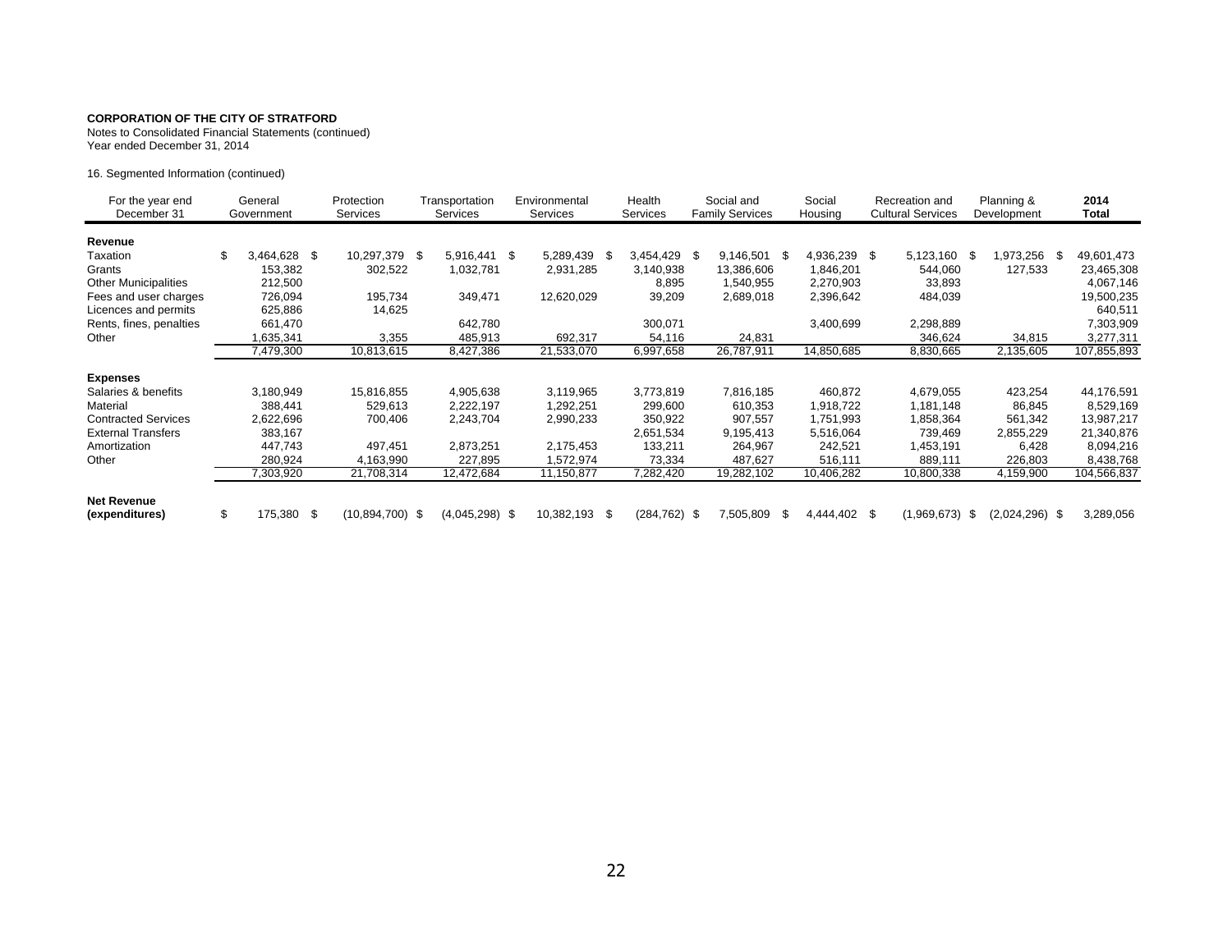**CORPORATION OF THE CITY OF STRATFORD**
Notes to Consolidated Financial Statements (continued)
Year ended December 31, 2014

16. Segmented Information (continued)

| For the year end December 31 | General Government | Protection Services | Transportation Services | Environmental Services | Health Services | Social and Family Services | Social Housing | Recreation and Cultural Services | Planning & Development | **2014 Total** |
|---|---|---|---|---|---|---|---|---|---|---|
| **Revenue** | | | | | | | | | | |
| Taxation | $ 3,464,628 | $ 10,297,379 | $ 5,916,441 | $ 5,289,439 | $ 3,454,429 | $ 9,146,501 | $ 4,936,239 | $ 5,123,160 | $ 1,973,256 | $ 49,601,473 |
| Grants | 153,382 | 302,522 | 1,032,781 | 2,931,285 | 3,140,938 | 13,386,606 | 1,846,201 | 544,060 | 127,533 | 23,465,308 |
| Other Municipalities | 212,500 | | | | 8,895 | 1,540,955 | 2,270,903 | 33,893 | | 4,067,146 |
| Fees and user charges | 726,094 | 195,734 | 349,471 | 12,620,029 | 39,209 | 2,689,018 | 2,396,642 | 484,039 | | 19,500,235 |
| Licences and permits | 625,886 | 14,625 | | | | | | | | 640,511 |
| Rents, fines, penalties | 661,470 | | 642,780 | | 300,071 | | 3,400,699 | 2,298,889 | | 7,303,909 |
| Other | 1,635,341 | 3,355 | 485,913 | 692,317 | 54,116 | 24,831 | | 346,624 | 34,815 | 3,277,311 |
| | 7,479,300 | 10,813,615 | 8,427,386 | 21,533,070 | 6,997,658 | 26,787,911 | 14,850,685 | 8,830,665 | 2,135,605 | 107,855,893 |
| **Expenses** | | | | | | | | | | |
| Salaries & benefits | 3,180,949 | 15,816,855 | 4,905,638 | 3,119,965 | 3,773,819 | 7,816,185 | 460,872 | 4,679,055 | 423,254 | 44,176,591 |
| Material | 388,441 | 529,613 | 2,222,197 | 1,292,251 | 299,600 | 610,353 | 1,918,722 | 1,181,148 | 86,845 | 8,529,169 |
| Contracted Services | 2,622,696 | 700,406 | 2,243,704 | 2,990,233 | 350,922 | 907,557 | 1,751,993 | 1,858,364 | 561,342 | 13,987,217 |
| External Transfers | 383,167 | | | | 2,651,534 | 9,195,413 | 5,516,064 | 739,469 | 2,855,229 | 21,340,876 |
| Amortization | 447,743 | 497,451 | 2,873,251 | 2,175,453 | 133,211 | 264,967 | 242,521 | 1,453,191 | 6,428 | 8,094,216 |
| Other | 280,924 | 4,163,990 | 227,895 | 1,572,974 | 73,334 | 487,627 | 516,111 | 889,111 | 226,803 | 8,438,768 |
| | 7,303,920 | 21,708,314 | 12,472,684 | 11,150,877 | 7,282,420 | 19,282,102 | 10,406,282 | 10,800,338 | 4,159,900 | 104,566,837 |
| **Net Revenue (expenditures)** | $ 175,380 | $ (10,894,700) | $ (4,045,298) | $ 10,382,193 | $ (284,762) | $ 7,505,809 | $ 4,444,402 | $ (1,969,673) | $ (2,024,296) | $ 3,289,056 |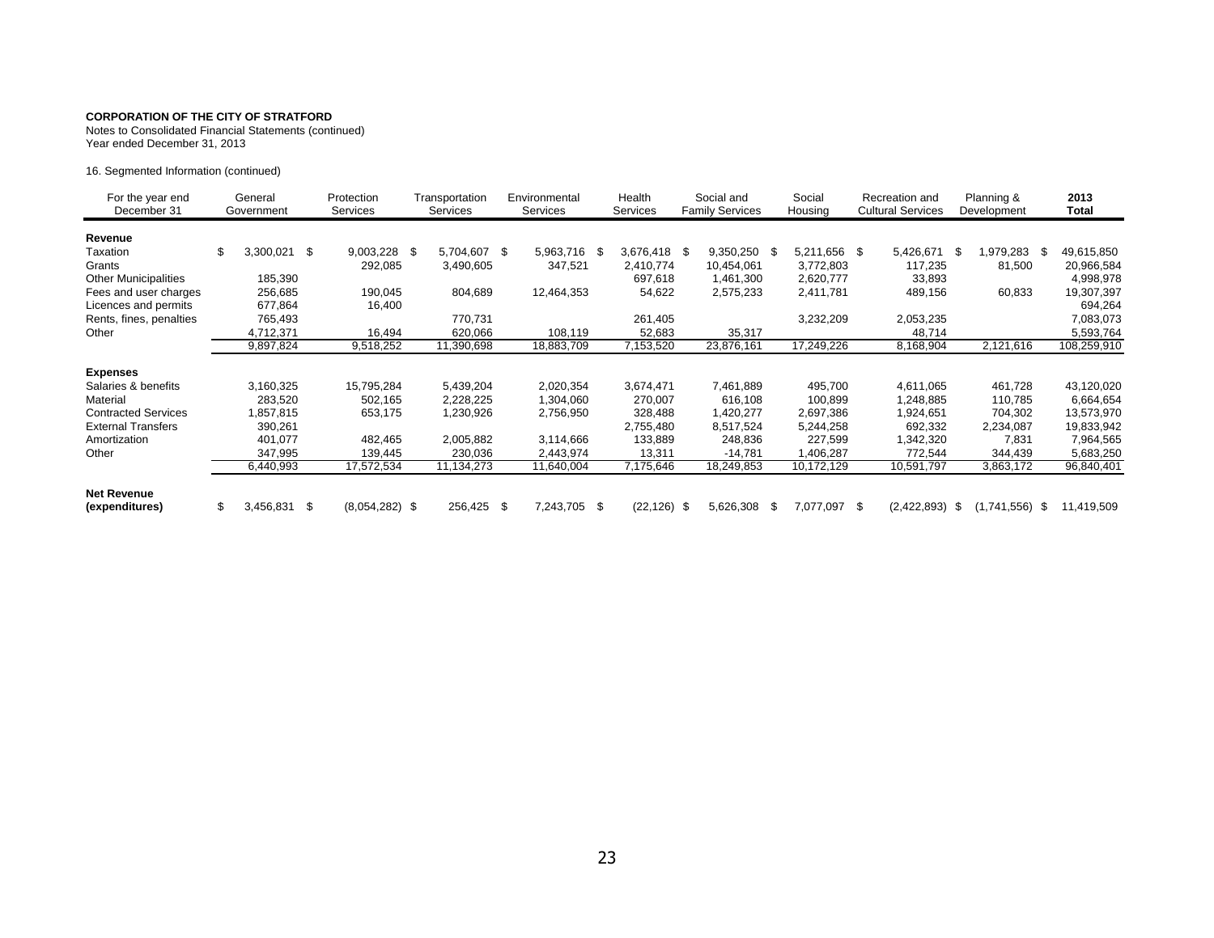**CORPORATION OF THE CITY OF STRATFORD**
Notes to Consolidated Financial Statements (continued)
Year ended December 31, 2013

16. Segmented Information (continued)

| For the year end December 31 | General Government | Protection Services | Transportation Services | Environmental Services | Health Services | Social and Family Services | Social Housing | Recreation and Cultural Services | Planning & Development | **2013 Total** |
|---|---|---|---|---|---|---|---|---|---|---|
| **Revenue** | | | | | | | | | | |
| Taxation | $ 3,300,021 | $ 9,003,228 | $ 5,704,607 | $ 5,963,716 | $ 3,676,418 | $ 9,350,250 | $ 5,211,656 | $ 5,426,671 | $ 1,979,283 | $ 49,615,850 |
| Grants | | 292,085 | 3,490,605 | 347,521 | 2,410,774 | 10,454,061 | 3,772,803 | 117,235 | 81,500 | 20,966,584 |
| Other Municipalities | 185,390 | | | | 697,618 | 1,461,300 | 2,620,777 | 33,893 | | 4,998,978 |
| Fees and user charges | 256,685 | 190,045 | 804,689 | 12,464,353 | 54,622 | 2,575,233 | 2,411,781 | 489,156 | 60,833 | 19,307,397 |
| Licences and permits | 677,864 | 16,400 | | | | | | | | 694,264 |
| Rents, fines, penalties | 765,493 | | 770,731 | | 261,405 | | 3,232,209 | 2,053,235 | | 7,083,073 |
| Other | 4,712,371 | 16,494 | 620,066 | 108,119 | 52,683 | 35,317 | | 48,714 | | 5,593,764 |
| | 9,897,824 | 9,518,252 | 11,390,698 | 18,883,709 | 7,153,520 | 23,876,161 | 17,249,226 | 8,168,904 | 2,121,616 | 108,259,910 |
| **Expenses** | | | | | | | | | | |
| Salaries & benefits | 3,160,325 | 15,795,284 | 5,439,204 | 2,020,354 | 3,674,471 | 7,461,889 | 495,700 | 4,611,065 | 461,728 | 43,120,020 |
| Material | 283,520 | 502,165 | 2,228,225 | 1,304,060 | 270,007 | 616,108 | 100,899 | 1,248,885 | 110,785 | 6,664,654 |
| Contracted Services | 1,857,815 | 653,175 | 1,230,926 | 2,756,950 | 328,488 | 1,420,277 | 2,697,386 | 1,924,651 | 704,302 | 13,573,970 |
| External Transfers | 390,261 | | | | 2,755,480 | 8,517,524 | 5,244,258 | 692,332 | 2,234,087 | 19,833,942 |
| Amortization | 401,077 | 482,465 | 2,005,882 | 3,114,666 | 133,889 | 248,836 | 227,599 | 1,342,320 | 7,831 | 7,964,565 |
| Other | 347,995 | 139,445 | 230,036 | 2,443,974 | 13,311 | -14,781 | 1,406,287 | 772,544 | 344,439 | 5,683,250 |
| | 6,440,993 | 17,572,534 | 11,134,273 | 11,640,004 | 7,175,646 | 18,249,853 | 10,172,129 | 10,591,797 | 3,863,172 | 96,840,401 |
| **Net Revenue (expenditures)** | $ 3,456,831 | $ (8,054,282) | $ 256,425 | $ 7,243,705 | $ (22,126) | $ 5,626,308 | $ 7,077,097 | $ (2,422,893) | $ (1,741,556) | $ 11,419,509 |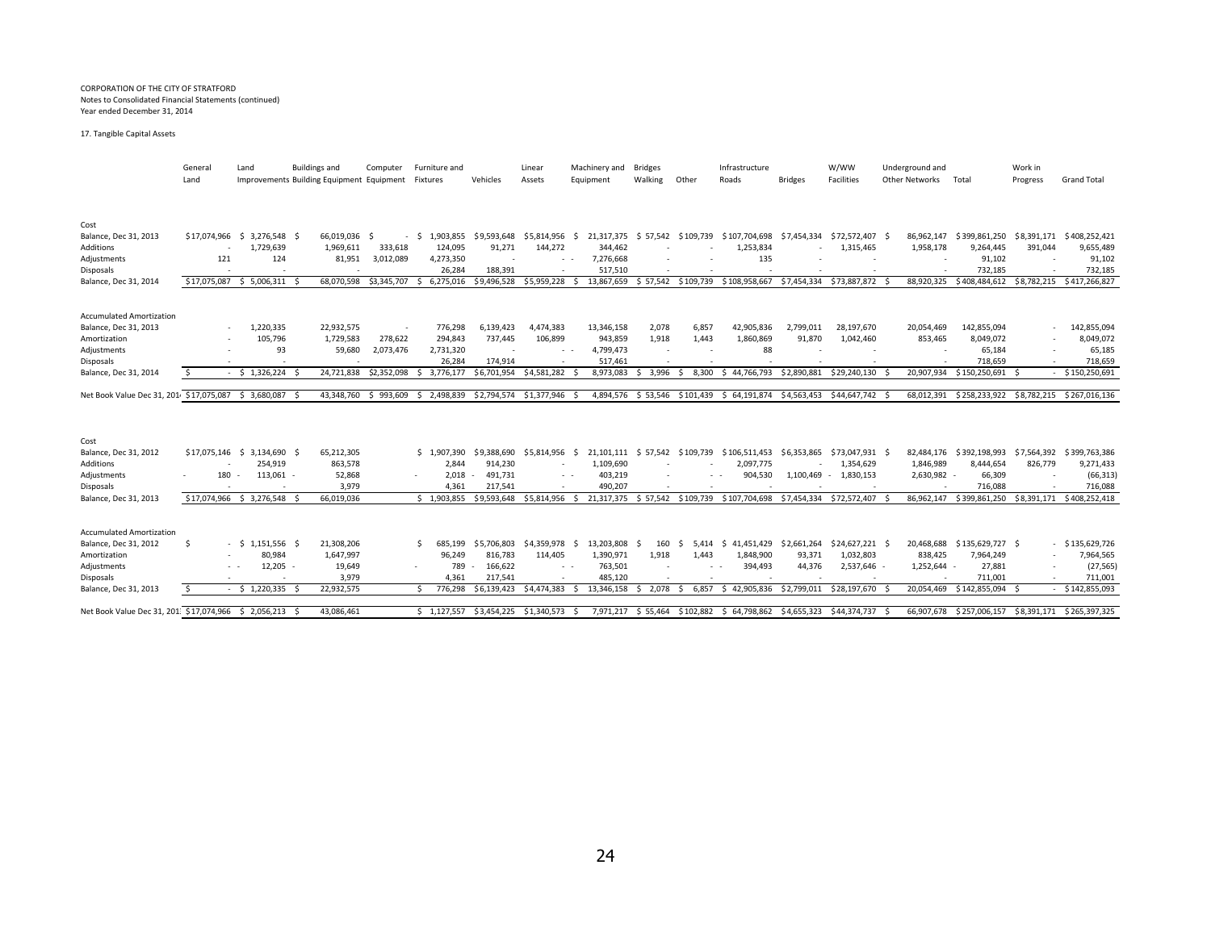CORPORATION OF THE CITY OF STRATFORD
Notes to Consolidated Financial Statements (continued)
Year ended December 31, 2014

17. Tangible Capital Assets

| | General Land | Land Improvements | Buildings and Building Equipment | Computer Equipment | Furniture and Fixtures | Vehicles | Linear Assets | Machinery and Equipment | Bridges Walking | Other | Infrastructure Roads | Bridges | W/WW Facilities | Underground and Other Networks | Total | Work in Progress | Grand Total |
|---|---|---|---|---|---|---|---|---|---|---|---|---|---|---|---|---|---|
| **Cost** | | | | | | | | | | | | | | | | | |
| Balance, Dec 31, 2013 | $17,074,966 | $ 3,276,548 | $ 66,019,036 | $ - | $ 1,903,855 | $9,593,648 | $5,814,956 | $ 21,317,375 | $ 57,542 | $109,739 | $107,704,698 | $7,454,334 | $72,572,407 | $ 86,962,147 | $399,861,250 | $8,391,171 | $408,252,421 |
| Additions | - | 1,729,639 | 1,969,611 | 333,618 | 124,095 | 91,271 | 144,272 | 344,462 | - | - | 1,253,834 | - | 1,315,465 | 1,958,178 | 9,264,445 | 391,044 | 9,655,489 |
| Adjustments | 121 | 124 | 81,951 | 3,012,089 | 4,273,350 | - | - - | 7,276,668 | - | - | 135 | - | - | - | 91,102 | - | 91,102 |
| Disposals | - | - | - | - | 26,284 | 188,391 | - | 517,510 | - | - | - | - | - | - | 732,185 | - | 732,185 |
| Balance, Dec 31, 2014 | $17,075,087 | $ 5,006,311 | $ 68,070,598 | $3,345,707 | $ 6,275,016 | $9,496,528 | $5,959,228 | $ 13,867,659 | $ 57,542 | $109,739 | $108,958,667 | $7,454,334 | $73,887,872 | $ 88,920,325 | $408,484,612 | $8,782,215 | $417,266,827 |
| **Accumulated Amortization** | | | | | | | | | | | | | | | | | |
| Balance, Dec 31, 2013 | - | 1,220,335 | 22,932,575 | - | 776,298 | 6,139,423 | 4,474,383 | 13,346,158 | 2,078 | 6,857 | 42,905,836 | 2,799,011 | 28,197,670 | 20,054,469 | 142,855,094 | - | 142,855,094 |
| Amortization | - | 105,796 | 1,729,583 | 278,622 | 294,843 | 737,445 | 106,899 | 943,859 | 1,918 | 1,443 | 1,860,869 | 91,870 | 1,042,460 | 853,465 | 8,049,072 | - | 8,049,072 |
| Adjustments | - | 93 | 59,680 | 2,073,476 | 2,731,320 | - | - - | 4,799,473 | - | - | 88 | - | - | - | 65,184 | - | 65,185 |
| Disposals | - | - | - | - | 26,284 | 174,914 | - | 517,461 | - | - | - | - | - | - | 718,659 | - | 718,659 |
| Balance, Dec 31, 2014 | $ - | $ 1,326,224 | $ 24,721,838 | $2,352,098 | $ 3,776,177 | $6,701,954 | $4,581,282 | $ 8,973,083 | $ 3,996 | $ 8,300 | $ 44,766,793 | $2,890,881 | $29,240,130 | $ 20,907,934 | $150,250,691 | $ - | $150,250,691 |
| Net Book Value Dec 31, 2014 | $17,075,087 | $ 3,680,087 | $ 43,348,760 | $ 993,609 | $ 2,498,839 | $2,794,574 | $1,377,946 | $ 4,894,576 | $ 53,546 | $101,439 | $ 64,191,874 | $4,563,453 | $44,647,742 | $ 68,012,391 | $258,233,922 | $8,782,215 | $267,016,136 |

| | General Land | Land Improvements | Buildings and Building Equipment | Computer Equipment | Furniture and Fixtures | Vehicles | Linear Assets | Machinery and Equipment | Bridges Walking | Other | Infrastructure Roads | Bridges | W/WW Facilities | Underground and Other Networks | Total | Work in Progress | Grand Total |
|---|---|---|---|---|---|---|---|---|---|---|---|---|---|---|---|---|---|
| **Cost** | | | | | | | | | | | | | | | | | |
| Balance, Dec 31, 2012 | $17,075,146 | $ 3,134,690 | $ 65,212,305 | | $ 1,907,390 | $9,388,690 | $5,814,956 | $ 21,101,111 | $ 57,542 | $109,739 | $106,511,453 | $6,353,865 | $73,047,931 | $ 82,484,176 | $392,198,993 | $7,564,392 | $399,763,386 |
| Additions | - | 254,919 | 863,578 | | 2,844 | 914,230 | - | 1,109,690 | - | - | 2,097,775 | - | 1,354,629 | 1,846,989 | 8,444,654 | 826,779 | 9,271,433 |
| Adjustments | - 180 | - 113,061 | - 52,868 | | - 2,018 | - 491,731 | - - | 403,219 | - | - - | 904,530 | 1,100,469 | - 1,830,153 | 2,630,982 | - 66,309 | - | (66,313) |
| Disposals | - | - | 3,979 | | 4,361 | 217,541 | - | 490,207 | - | - | - | - | - | - | 716,088 | - | 716,088 |
| Balance, Dec 31, 2013 | $17,074,966 | $ 3,276,548 | $ 66,019,036 | | $ 1,903,855 | $9,593,648 | $5,814,956 | $ 21,317,375 | $ 57,542 | $109,739 | $107,704,698 | $7,454,334 | $72,572,407 | $ 86,962,147 | $399,861,250 | $8,391,171 | $408,252,418 |
| **Accumulated Amortization** | | | | | | | | | | | | | | | | | |
| Balance, Dec 31, 2012 | $ - | $ 1,151,556 | $ 21,308,206 | | $ 685,199 | $5,706,803 | $4,359,978 | $ 13,203,808 | $ 160 | $ 5,414 | $ 41,451,429 | $2,661,264 | $24,627,221 | $ 20,468,688 | $135,629,727 | $ - | $135,629,726 |
| Amortization | - | 80,984 | 1,647,997 | | 96,249 | 816,783 | 114,405 | 1,390,971 | 1,918 | 1,443 | 1,848,900 | 93,371 | 1,032,803 | 838,425 | 7,964,249 | - | 7,964,565 |
| Adjustments | - - | 12,205 | - 19,649 | | - 789 | - 166,622 | - - | 763,501 | - | - - | 394,493 | 44,376 | 2,537,646 | - 1,252,644 | - 27,881 | - | (27,565) |
| Disposals | - | - | 3,979 | | 4,361 | 217,541 | - | 485,120 | - | - | - | - | - | - | 711,001 | - | 711,001 |
| Balance, Dec 31, 2013 | $ - | $ 1,220,335 | $ 22,932,575 | | $ 776,298 | $6,139,423 | $4,474,383 | $ 13,346,158 | $ 2,078 | $ 6,857 | $ 42,905,836 | $2,799,011 | $28,197,670 | $ 20,054,469 | $142,855,094 | $ - | $142,855,093 |
| Net Book Value Dec 31, 2013 | $17,074,966 | $ 2,056,213 | $ 43,086,461 | | $ 1,127,557 | $3,454,225 | $1,340,573 | $ 7,971,217 | $ 55,464 | $102,882 | $ 64,798,862 | $4,655,323 | $44,374,737 | $ 66,907,678 | $257,006,157 | $8,391,171 | $265,397,325 |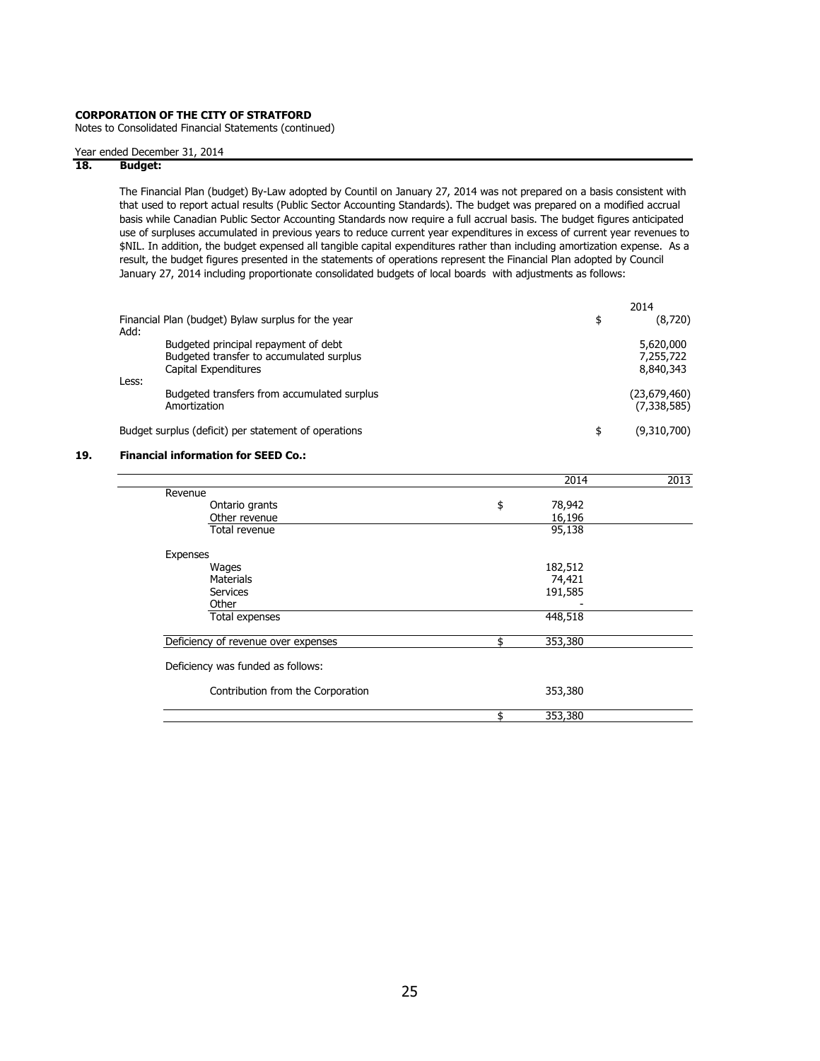**CORPORATION OF THE CITY OF STRATFORD**

Notes to Consolidated Financial Statements (continued)

Year ended December 31, 2014

## 18. Budget:

The Financial Plan (budget) By-Law adopted by Countil on January 27, 2014 was not prepared on a basis consistent with that used to report actual results (Public Sector Accounting Standards). The budget was prepared on a modified accrual basis while Canadian Public Sector Accounting Standards now require a full accrual basis. The budget figures anticipated use of surpluses accumulated in previous years to reduce current year expenditures in excess of current year revenues to $NIL. In addition, the budget expensed all tangible capital expenditures rather than including amortization expense. As a result, the budget figures presented in the statements of operations represent the Financial Plan adopted by Council January 27, 2014 including proportionate consolidated budgets of local boards with adjustments as follows:

| | | 2014 |
|---|---|---|
| Financial Plan (budget) Bylaw surplus for the year | $ | (8,720) |
| Add: | | |
| Budgeted principal repayment of debt | | 5,620,000 |
| Budgeted transfer to accumulated surplus | | 7,255,722 |
| Capital Expenditures | | 8,840,343 |
| Less: | | |
| Budgeted transfers from accumulated surplus | | (23,679,460) |
| Amortization | | (7,338,585) |
| Budget surplus (deficit) per statement of operations | $ | (9,310,700) |

## 19. Financial information for SEED Co.:

| | | 2014 | 2013 |
|---|---|---|---|
| Revenue | | | |
| Ontario grants | $ | 78,942 | |
| Other revenue | | 16,196 | |
| Total revenue | | 95,138 | |
| Expenses | | | |
| Wages | | 182,512 | |
| Materials | | 74,421 | |
| Services | | 191,585 | |
| Other | | - | |
| Total expenses | | 448,518 | |
| Deficiency of revenue over expenses | $ | 353,380 | |
| Deficiency was funded as follows: | | | |
| Contribution from the Corporation | | 353,380 | |
| | $ | 353,380 | |